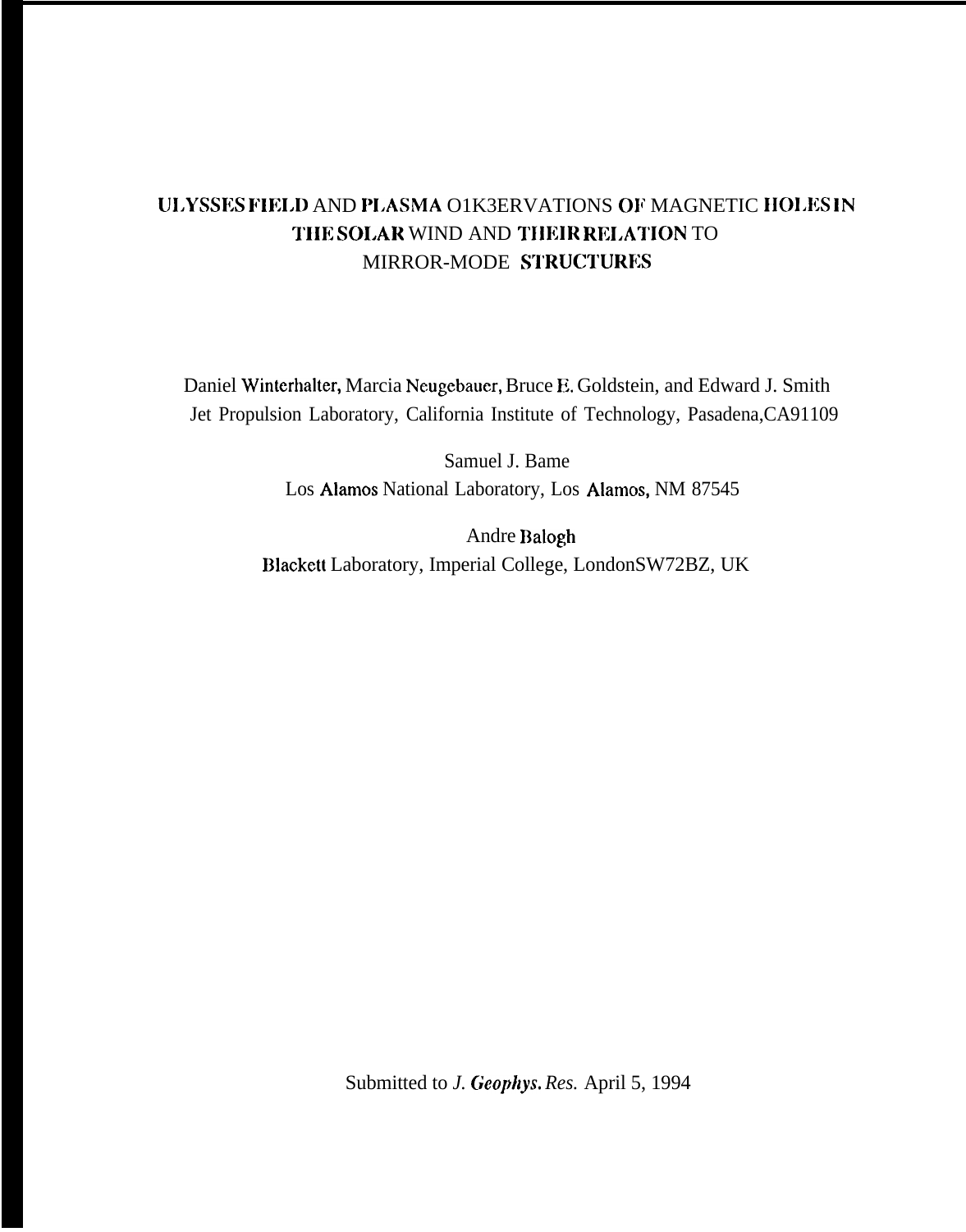# ULYSSES FIELD AND PLASMA O1K3ERVATIONS OF MAGNETIC HOLES IN THE SOLAR WIND AND THEIR RELATION TO MIRROR-MODE STRUCTURES

Daniel Winterhalter, Marcia Neugebauer, Bruce E. Goldstein, and Edward J. Smith
Jet Propulsion Laboratory, California Institute of Technology, Pasadena,CA91109

Samuel J. Bame
Los Alamos National Laboratory, Los Alamos, NM 87545

Andre Balogh
Blackett Laboratory, Imperial College, LondonSW72BZ, UK

Submitted to *J. Geophys. Res.* April 5, 1994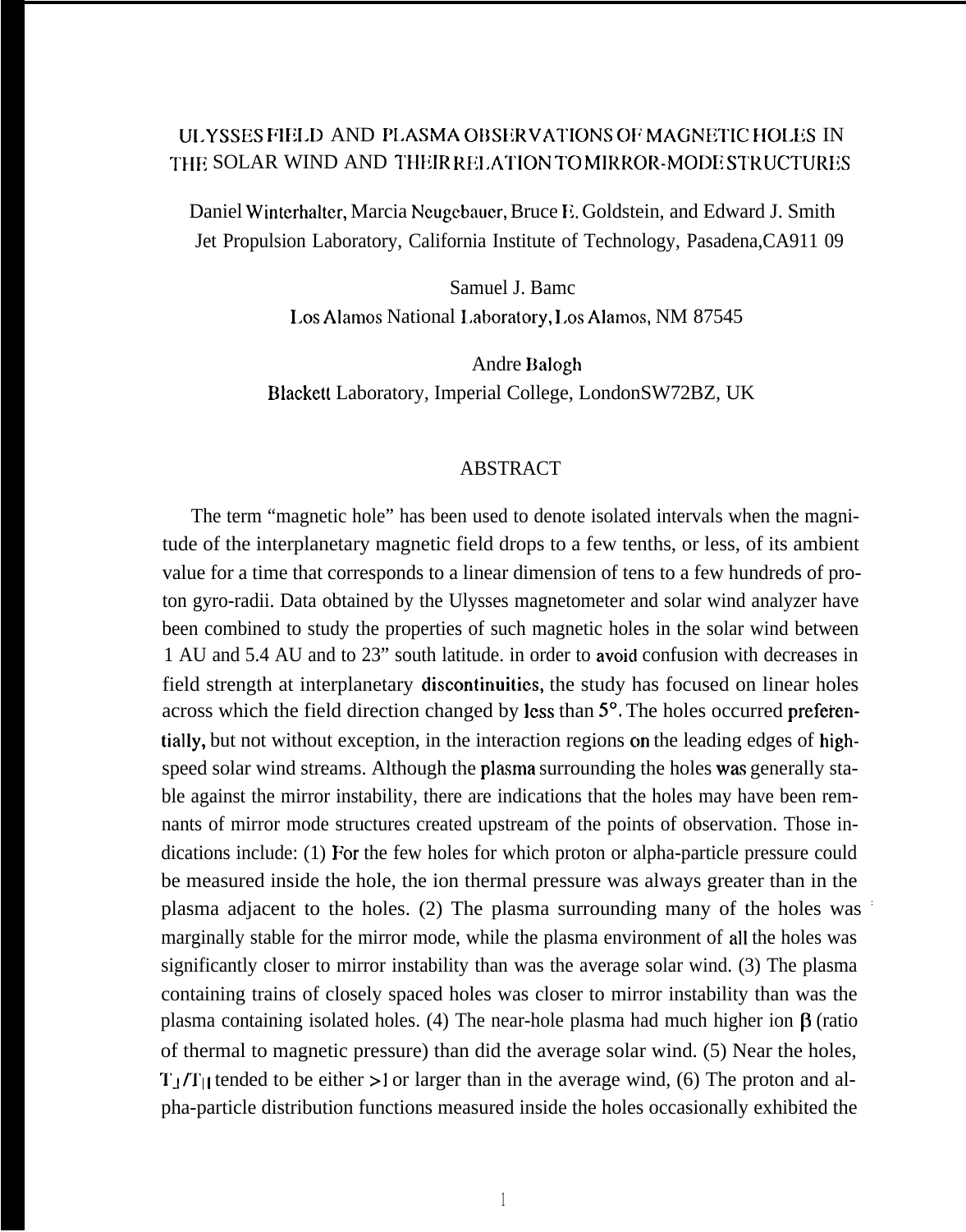# ULYSSES FIELD AND PLASMA OBSERVATIONS OF MAGNETIC HOLES IN THE SOLAR WIND AND THEIR RELATION TO MIRROR-MODE STRUCTURES

Daniel Winterhalter, Marcia Neugebauer, Bruce E. Goldstein, and Edward J. Smith
Jet Propulsion Laboratory, California Institute of Technology, Pasadena, CA 91109

Samuel J. Bame
Los Alamos National Laboratory, Los Alamos, NM 87545

Andre Balogh
Blackett Laboratory, Imperial College, London SW7 2BZ, UK

## ABSTRACT

The term "magnetic hole" has been used to denote isolated intervals when the magnitude of the interplanetary magnetic field drops to a few tenths, or less, of its ambient value for a time that corresponds to a linear dimension of tens to a few hundreds of proton gyro-radii. Data obtained by the Ulysses magnetometer and solar wind analyzer have been combined to study the properties of such magnetic holes in the solar wind between 1 AU and 5.4 AU and to 23° south latitude. In order to avoid confusion with decreases in field strength at interplanetary discontinuities, the study has focused on linear holes across which the field direction changed by less than 5°. The holes occurred preferentially, but not without exception, in the interaction regions on the leading edges of high-speed solar wind streams. Although the plasma surrounding the holes was generally stable against the mirror instability, there are indications that the holes may have been remnants of mirror mode structures created upstream of the points of observation. Those indications include: (1) For the few holes for which proton or alpha-particle pressure could be measured inside the hole, the ion thermal pressure was always greater than in the plasma adjacent to the holes. (2) The plasma surrounding many of the holes was marginally stable for the mirror mode, while the plasma environment of all the holes was significantly closer to mirror instability than was the average solar wind. (3) The plasma containing trains of closely spaced holes was closer to mirror instability than was the plasma containing isolated holes. (4) The near-hole plasma had much higher ion $\beta$ (ratio of thermal to magnetic pressure) than did the average solar wind. (5) Near the holes, $T_\perp/T_\parallel$ tended to be either >1 or larger than in the average wind, (6) The proton and alpha-particle distribution functions measured inside the holes occasionally exhibited the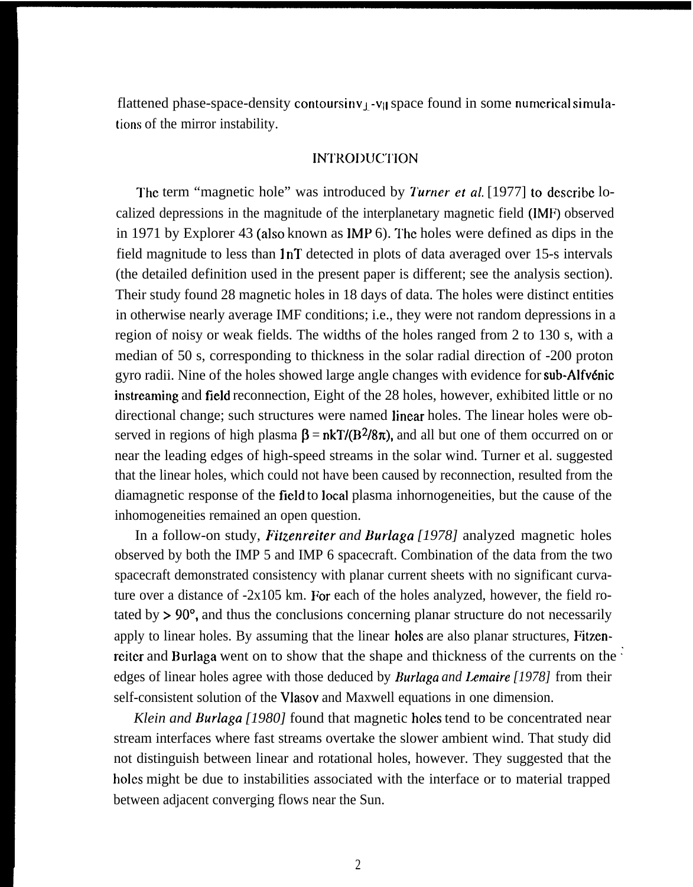flattened phase-space-density contours in $v_\perp$-$v_\parallel$ space found in some numerical simulations of the mirror instability.

## INTRODUCTION

The term "magnetic hole" was introduced by *Turner et al.* [1977] to describe localized depressions in the magnitude of the interplanetary magnetic field (IMF) observed in 1971 by Explorer 43 (also known as IMP 6). The holes were defined as dips in the field magnitude to less than 1 nT detected in plots of data averaged over 15-s intervals (the detailed definition used in the present paper is different; see the analysis section). Their study found 28 magnetic holes in 18 days of data. The holes were distinct entities in otherwise nearly average IMF conditions; i.e., they were not random depressions in a region of noisy or weak fields. The widths of the holes ranged from 2 to 130 s, with a median of 50 s, corresponding to thickness in the solar radial direction of ~200 proton gyro radii. Nine of the holes showed large angle changes with evidence for sub-Alfvénic instreaming and field reconnection, Eight of the 28 holes, however, exhibited little or no directional change; such structures were named linear holes. The linear holes were observed in regions of high plasma $\beta = nkT/(B^2/8\pi)$, and all but one of them occurred on or near the leading edges of high-speed streams in the solar wind. Turner et al. suggested that the linear holes, which could not have been caused by reconnection, resulted from the diamagnetic response of the field to local plasma inhomogeneities, but the cause of the inhomogeneities remained an open question.

In a follow-on study, *Fitzenreiter and Burlaga [1978]* analyzed magnetic holes observed by both the IMP 5 and IMP 6 spacecraft. Combination of the data from the two spacecraft demonstrated consistency with planar current sheets with no significant curvature over a distance of ~$2\times10^5$ km. For each of the holes analyzed, however, the field rotated by > 90°, and thus the conclusions concerning planar structure do not necessarily apply to linear holes. By assuming that the linear holes are also planar structures, Fitzenreiter and Burlaga went on to show that the shape and thickness of the currents on the edges of linear holes agree with those deduced by *Burlaga and Lemaire [1978]* from their self-consistent solution of the Vlasov and Maxwell equations in one dimension.

*Klein and Burlaga [1980]* found that magnetic holes tend to be concentrated near stream interfaces where fast streams overtake the slower ambient wind. That study did not distinguish between linear and rotational holes, however. They suggested that the holes might be due to instabilities associated with the interface or to material trapped between adjacent converging flows near the Sun.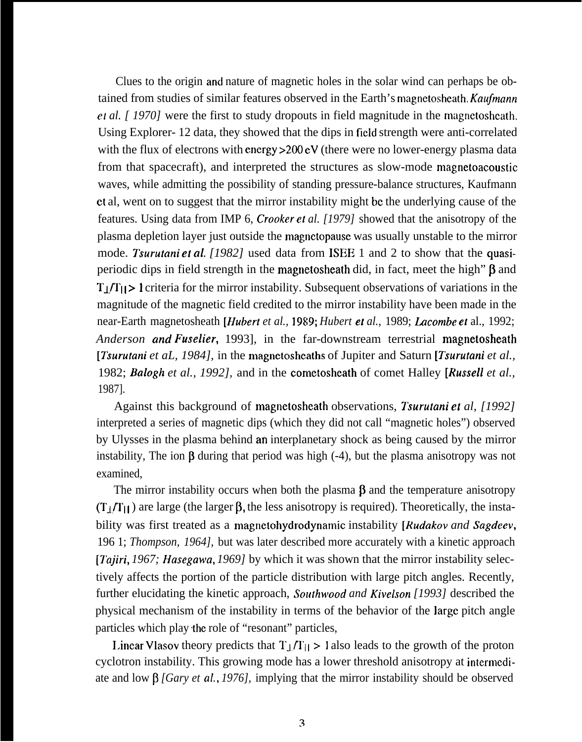Clues to the origin and nature of magnetic holes in the solar wind can perhaps be obtained from studies of similar features observed in the Earth's magnetosheath. *Kaufmann et al. [1970]* were the first to study dropouts in field magnitude in the magnetosheath. Using Explorer- 12 data, they showed that the dips in field strength were anti-correlated with the flux of electrons with energy >200 eV (there were no lower-energy plasma data from that spacecraft), and interpreted the structures as slow-mode magnetoacoustic waves, while admitting the possibility of standing pressure-balance structures, Kaufmann et al, went on to suggest that the mirror instability might be the underlying cause of the features. Using data from IMP 6, *Crooker et al. [1979]* showed that the anisotropy of the plasma depletion layer just outside the magnetopause was usually unstable to the mirror mode. *Tsurutani et al. [1982]* used data from ISEE 1 and 2 to show that the quasi-periodic dips in field strength in the magnetosheath did, in fact, meet the high" $\beta$ and $T_\perp/T_{||} > 1$ criteria for the mirror instability. Subsequent observations of variations in the magnitude of the magnetic field credited to the mirror instability have been made in the near-Earth magnetosheath [*Hubert et al.*, 1989; *Hubert et al.*, 1989; *Lacombe et al.*, 1992; *Anderson and Fuselier*, 1993], in the far-downstream terrestrial magnetosheath [*Tsurutani et aL, 1984]*, in the magnetosheaths of Jupiter and Saturn [*Tsurutani et al.*, 1982; *Balogh et al., 1992]*, and in the cometosheath of comet Halley [*Russell et al.*, 1987].

Against this background of magnetosheath observations, *Tsurutani et al, [1992]* interpreted a series of magnetic dips (which they did not call "magnetic holes") observed by Ulysses in the plasma behind an interplanetary shock as being caused by the mirror instability, The ion $\beta$ during that period was high (-4), but the plasma anisotropy was not examined,

The mirror instability occurs when both the plasma $\beta$ and the temperature anisotropy ($T_\perp/T_{||}$) are large (the larger $\beta$, the less anisotropy is required). Theoretically, the instability was first treated as a magnetohydrodynamic instability [*Rudakov and Sagdeev*, 196 1; *Thompson, 1964]*, but was later described more accurately with a kinetic approach [*Tajiri, 1967; Hasegawa, 1969]* by which it was shown that the mirror instability selectively affects the portion of the particle distribution with large pitch angles. Recently, further elucidating the kinetic approach, *Southwood and Kivelson [1993]* described the physical mechanism of the instability in terms of the behavior of the large pitch angle particles which play the role of "resonant" particles,

Linear Vlasov theory predicts that $T_\perp/T_{||} > 1$ also leads to the growth of the proton cyclotron instability. This growing mode has a lower threshold anisotropy at intermediate and low $\beta$ *[Gary et al., 1976]*, implying that the mirror instability should be observed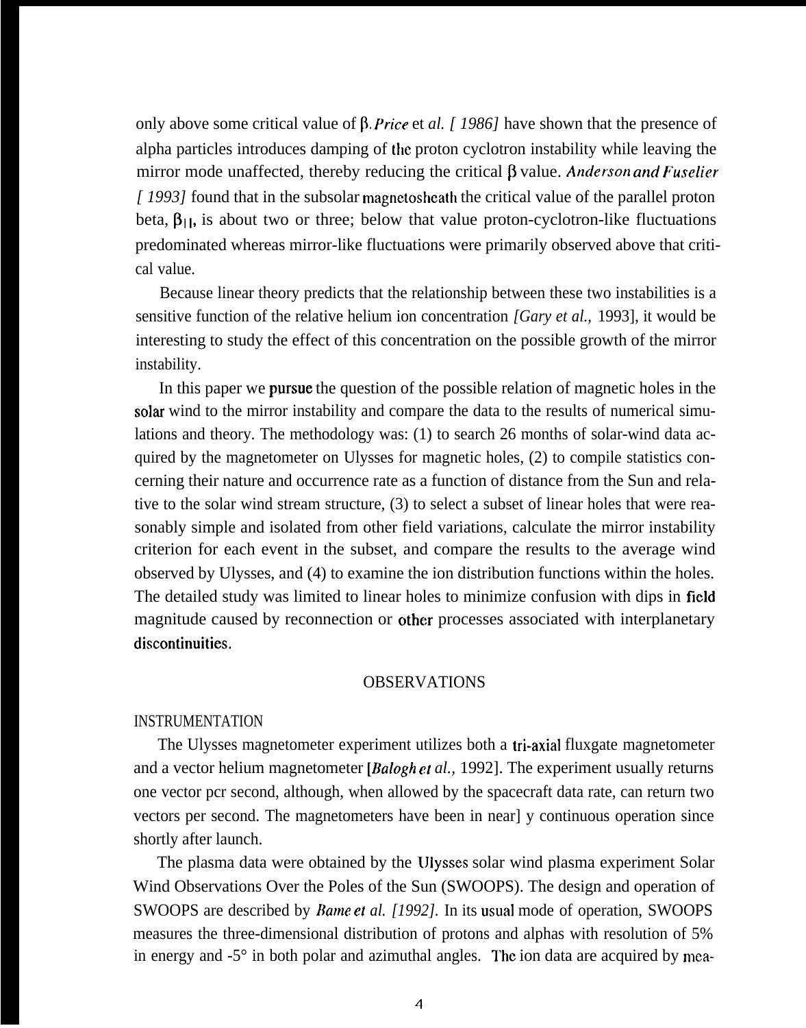only above some critical value of $\beta$. *Price* et *al. [ 1986]* have shown that the presence of alpha particles introduces damping of the proton cyclotron instability while leaving the mirror mode unaffected, thereby reducing the critical $\beta$ value. *Anderson and Fuselier [ 1993]* found that in the subsolar magnetosheath the critical value of the parallel proton beta, $\beta_{||}$, is about two or three; below that value proton-cyclotron-like fluctuations predominated whereas mirror-like fluctuations were primarily observed above that critical value.

Because linear theory predicts that the relationship between these two instabilities is a sensitive function of the relative helium ion concentration *[Gary et al.,* 1993], it would be interesting to study the effect of this concentration on the possible growth of the mirror instability.

In this paper we pursue the question of the possible relation of magnetic holes in the solar wind to the mirror instability and compare the data to the results of numerical simulations and theory. The methodology was: (1) to search 26 months of solar-wind data acquired by the magnetometer on Ulysses for magnetic holes, (2) to compile statistics concerning their nature and occurrence rate as a function of distance from the Sun and relative to the solar wind stream structure, (3) to select a subset of linear holes that were reasonably simple and isolated from other field variations, calculate the mirror instability criterion for each event in the subset, and compare the results to the average wind observed by Ulysses, and (4) to examine the ion distribution functions within the holes. The detailed study was limited to linear holes to minimize confusion with dips in field magnitude caused by reconnection or other processes associated with interplanetary discontinuities.

## OBSERVATIONS

### INSTRUMENTATION

The Ulysses magnetometer experiment utilizes both a tri-axial fluxgate magnetometer and a vector helium magnetometer [*Balogh et al.,* 1992]. The experiment usually returns one vector per second, although, when allowed by the spacecraft data rate, can return two vectors per second. The magnetometers have been in nearly continuous operation since shortly after launch.

The plasma data were obtained by the Ulysses solar wind plasma experiment Solar Wind Observations Over the Poles of the Sun (SWOOPS). The design and operation of SWOOPS are described by *Bame et al. [1992].* In its usual mode of operation, SWOOPS measures the three-dimensional distribution of protons and alphas with resolution of 5% in energy and -5° in both polar and azimuthal angles. The ion data are acquired by mea-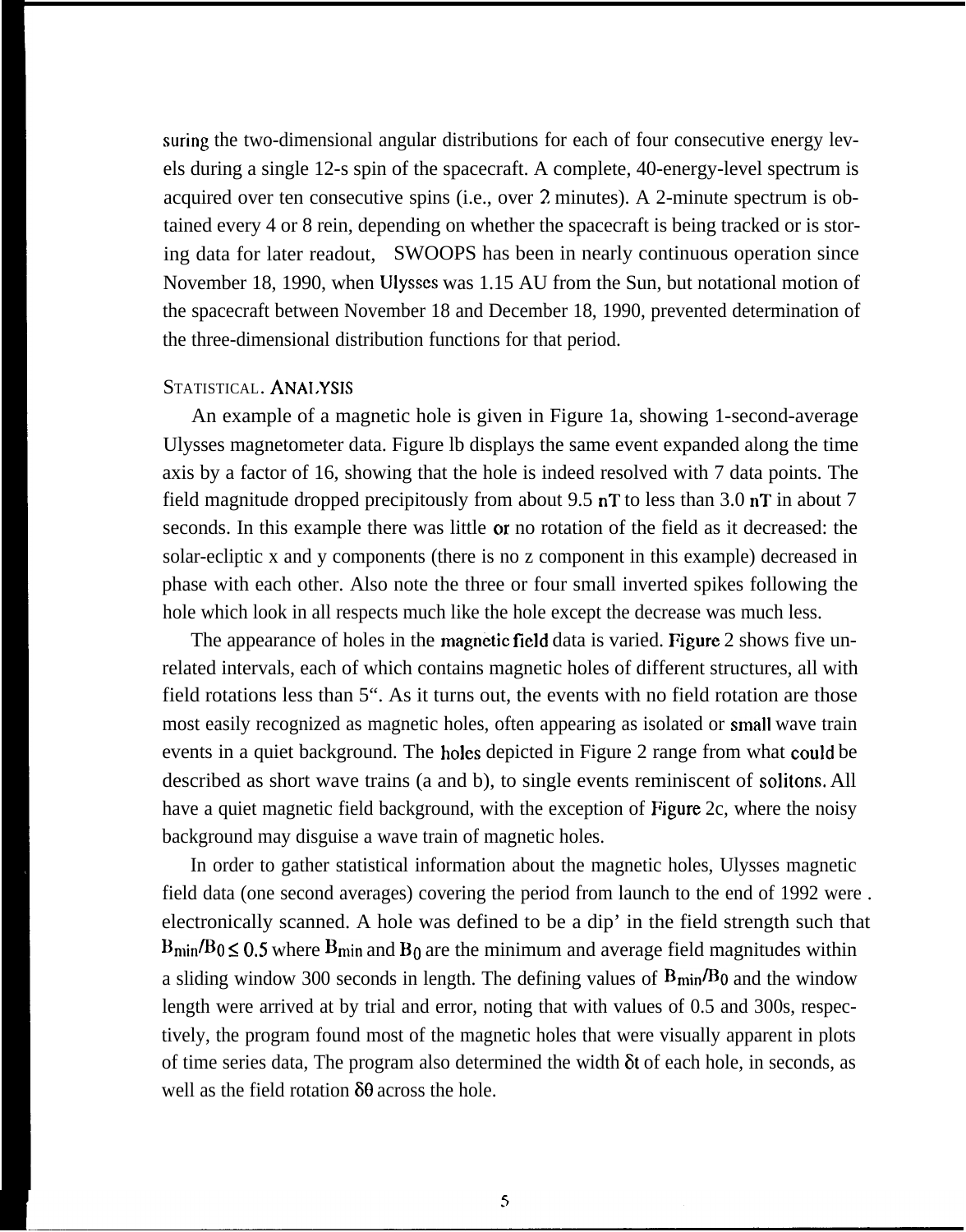suring the two-dimensional angular distributions for each of four consecutive energy levels during a single 12-s spin of the spacecraft. A complete, 40-energy-level spectrum is acquired over ten consecutive spins (i.e., over 2 minutes). A 2-minute spectrum is obtained every 4 or 8 rein, depending on whether the spacecraft is being tracked or is storing data for later readout, SWOOPS has been in nearly continuous operation since November 18, 1990, when Ulysses was 1.15 AU from the Sun, but notational motion of the spacecraft between November 18 and December 18, 1990, prevented determination of the three-dimensional distribution functions for that period.

## STATISTICAL. ANALYSIS

An example of a magnetic hole is given in Figure 1a, showing 1-second-average Ulysses magnetometer data. Figure lb displays the same event expanded along the time axis by a factor of 16, showing that the hole is indeed resolved with 7 data points. The field magnitude dropped precipitously from about 9.5 nT to less than 3.0 nT in about 7 seconds. In this example there was little or no rotation of the field as it decreased: the solar-ecliptic x and y components (there is no z component in this example) decreased in phase with each other. Also note the three or four small inverted spikes following the hole which look in all respects much like the hole except the decrease was much less.

The appearance of holes in the magnetic field data is varied. Figure 2 shows five unrelated intervals, each of which contains magnetic holes of different structures, all with field rotations less than 5". As it turns out, the events with no field rotation are those most easily recognized as magnetic holes, often appearing as isolated or small wave train events in a quiet background. The holes depicted in Figure 2 range from what could be described as short wave trains (a and b), to single events reminiscent of solitons. All have a quiet magnetic field background, with the exception of Figure 2c, where the noisy background may disguise a wave train of magnetic holes.

In order to gather statistical information about the magnetic holes, Ulysses magnetic field data (one second averages) covering the period from launch to the end of 1992 were . electronically scanned. A hole was defined to be a dip' in the field strength such that $B_{min}/B_0 \leq 0.5$ where $B_{min}$ and $B_0$ are the minimum and average field magnitudes within a sliding window 300 seconds in length. The defining values of $B_{min}/B_0$ and the window length were arrived at by trial and error, noting that with values of 0.5 and 300s, respectively, the program found most of the magnetic holes that were visually apparent in plots of time series data, The program also determined the width $\delta t$ of each hole, in seconds, as well as the field rotation $\delta\theta$ across the hole.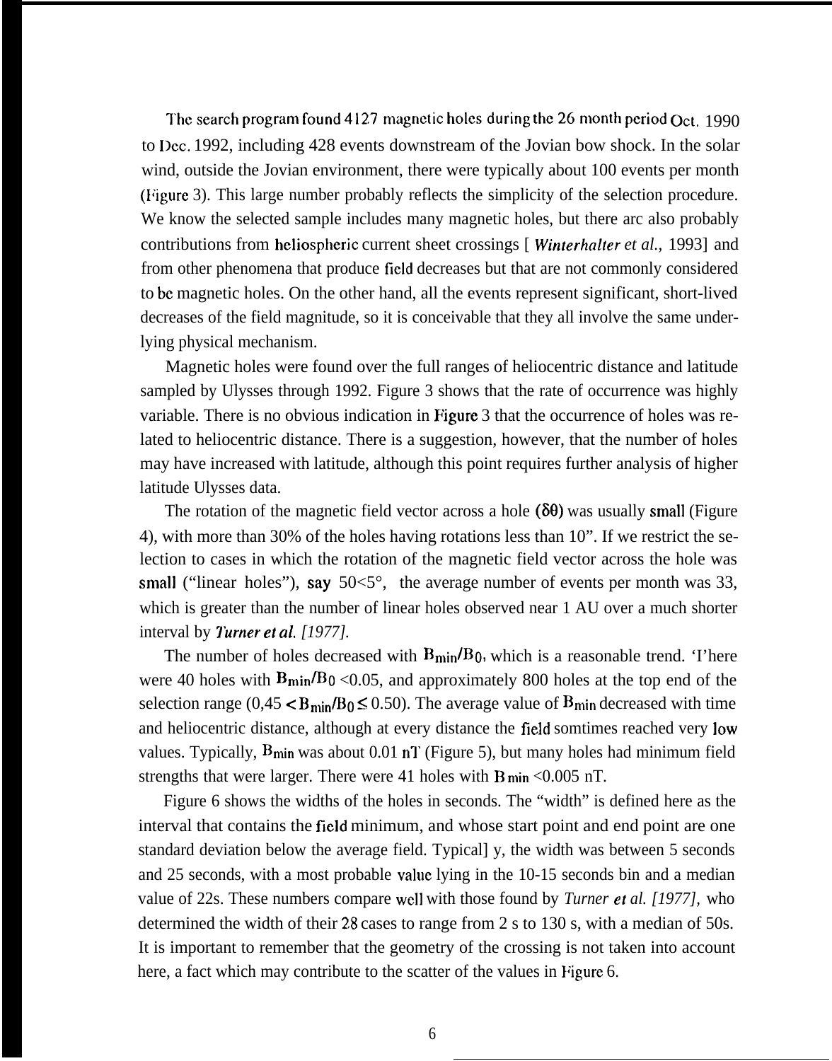The search program found 4127 magnetic holes during the 26 month period Oct. 1990 to Dec. 1992, including 428 events downstream of the Jovian bow shock. In the solar wind, outside the Jovian environment, there were typically about 100 events per month (Figure 3). This large number probably reflects the simplicity of the selection procedure. We know the selected sample includes many magnetic holes, but there arc also probably contributions from heliospheric current sheet crossings [ *Winterhalter et al.*, 1993] and from other phenomena that produce field decreases but that are not commonly considered to be magnetic holes. On the other hand, all the events represent significant, short-lived decreases of the field magnitude, so it is conceivable that they all involve the same underlying physical mechanism.

Magnetic holes were found over the full ranges of heliocentric distance and latitude sampled by Ulysses through 1992. Figure 3 shows that the rate of occurrence was highly variable. There is no obvious indication in Figure 3 that the occurrence of holes was related to heliocentric distance. There is a suggestion, however, that the number of holes may have increased with latitude, although this point requires further analysis of higher latitude Ulysses data.

The rotation of the magnetic field vector across a hole ($\delta\theta$) was usually small (Figure 4), with more than 30% of the holes having rotations less than 10". If we restrict the selection to cases in which the rotation of the magnetic field vector across the hole was small ("linear holes"), say 50<5°, the average number of events per month was 33, which is greater than the number of linear holes observed near 1 AU over a much shorter interval by *Turner et al. [1977].*

The number of holes decreased with $B_{min}/B_0$, which is a reasonable trend. 'I'here were 40 holes with $B_{min}/B_0 < 0.05$, and approximately 800 holes at the top end of the selection range ($0{,}45 < B_{min}/B_0 \leq 0.50$). The average value of $B_{min}$ decreased with time and heliocentric distance, although at every distance the field somtimes reached very low values. Typically, $B_{min}$ was about 0.01 nT (Figure 5), but many holes had minimum field strengths that were larger. There were 41 holes with $B_{min} < 0.005$ nT.

Figure 6 shows the widths of the holes in seconds. The "width" is defined here as the interval that contains the field minimum, and whose start point and end point are one standard deviation below the average field. Typical] y, the width was between 5 seconds and 25 seconds, with a most probable value lying in the 10-15 seconds bin and a median value of 22s. These numbers compare well with those found by *Turner et al. [1977],* who determined the width of their 28 cases to range from 2 s to 130 s, with a median of 50s. It is important to remember that the geometry of the crossing is not taken into account here, a fact which may contribute to the scatter of the values in Figure 6.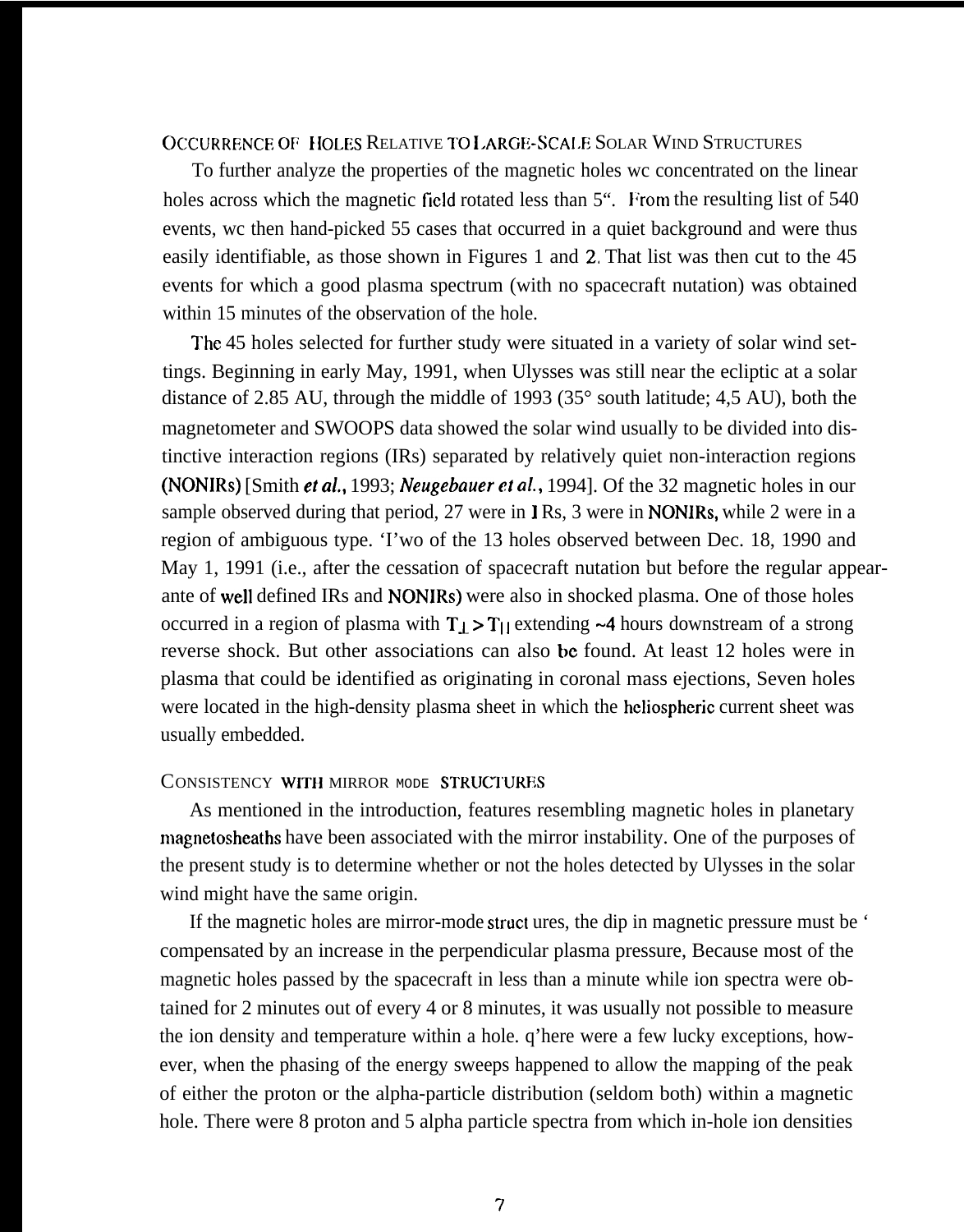## OCCURRENCE OF HOLES RELATIVE TO LARGE-SCALE SOLAR WIND STRUCTURES

To further analyze the properties of the magnetic holes wc concentrated on the linear holes across which the magnetic field rotated less than 5". From the resulting list of 540 events, wc then hand-picked 55 cases that occurred in a quiet background and were thus easily identifiable, as those shown in Figures 1 and 2. That list was then cut to the 45 events for which a good plasma spectrum (with no spacecraft nutation) was obtained within 15 minutes of the observation of the hole.

The 45 holes selected for further study were situated in a variety of solar wind settings. Beginning in early May, 1991, when Ulysses was still near the ecliptic at a solar distance of 2.85 AU, through the middle of 1993 (35° south latitude; 4,5 AU), both the magnetometer and SWOOPS data showed the solar wind usually to be divided into distinctive interaction regions (IRs) separated by relatively quiet non-interaction regions (NONIRs) [Smith *et al.*, 1993; *Neugebauer et al.*, 1994]. Of the 32 magnetic holes in our sample observed during that period, 27 were in IRs, 3 were in NONIRs, while 2 were in a region of ambiguous type. 'I'wo of the 13 holes observed between Dec. 18, 1990 and May 1, 1991 (i.e., after the cessation of spacecraft nutation but before the regular appearante of well defined IRs and NONIRs) were also in shocked plasma. One of those holes occurred in a region of plasma with $T_{\perp} > T_{||}$ extending ~4 hours downstream of a strong reverse shock. But other associations can also be found. At least 12 holes were in plasma that could be identified as originating in coronal mass ejections, Seven holes were located in the high-density plasma sheet in which the heliospheric current sheet was usually embedded.

## CONSISTENCY WITH MIRROR MODE STRUCTURES

As mentioned in the introduction, features resembling magnetic holes in planetary magnetosheaths have been associated with the mirror instability. One of the purposes of the present study is to determine whether or not the holes detected by Ulysses in the solar wind might have the same origin.

If the magnetic holes are mirror-mode structures, the dip in magnetic pressure must be compensated by an increase in the perpendicular plasma pressure, Because most of the magnetic holes passed by the spacecraft in less than a minute while ion spectra were obtained for 2 minutes out of every 4 or 8 minutes, it was usually not possible to measure the ion density and temperature within a hole. There were a few lucky exceptions, however, when the phasing of the energy sweeps happened to allow the mapping of the peak of either the proton or the alpha-particle distribution (seldom both) within a magnetic hole. There were 8 proton and 5 alpha particle spectra from which in-hole ion densities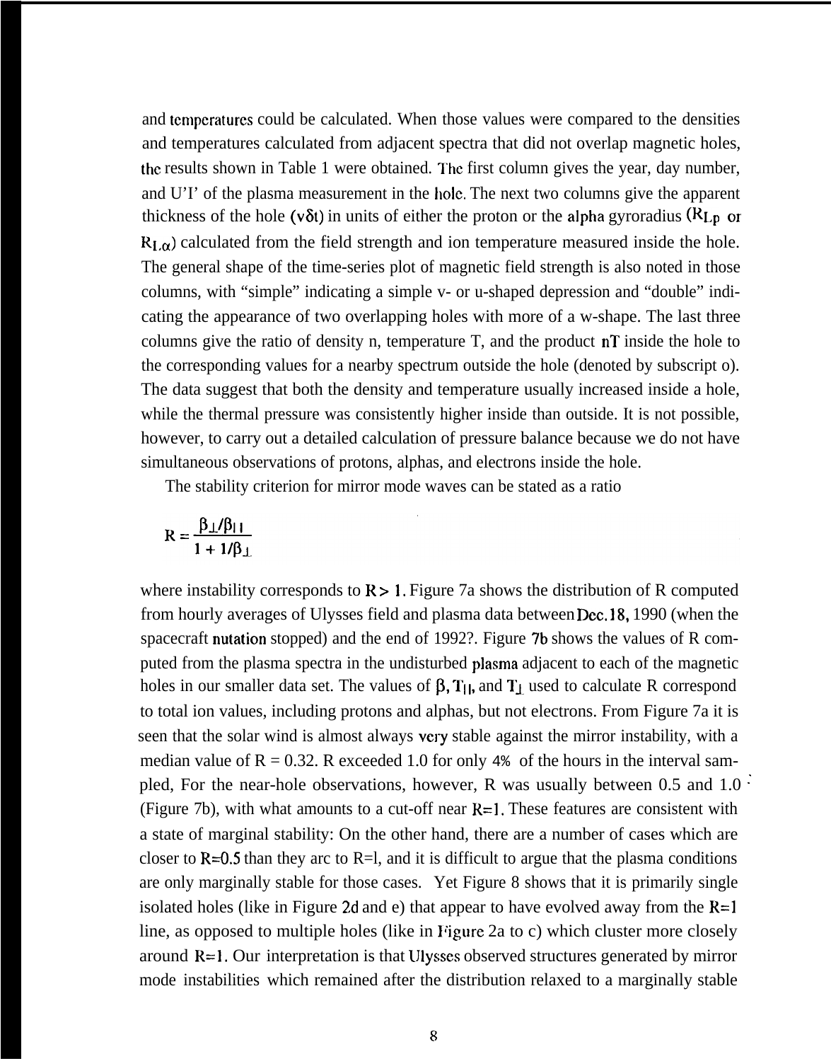and temperatures could be calculated. When those values were compared to the densities and temperatures calculated from adjacent spectra that did not overlap magnetic holes, the results shown in Table 1 were obtained. The first column gives the year, day number, and UT of the plasma measurement in the hole. The next two columns give the apparent thickness of the hole ($v\delta t$) in units of either the proton or the alpha gyroradius ($R_{Lp}$ or $R_{L\alpha}$) calculated from the field strength and ion temperature measured inside the hole. The general shape of the time-series plot of magnetic field strength is also noted in those columns, with "simple" indicating a simple v- or u-shaped depression and "double" indicating the appearance of two overlapping holes with more of a w-shape. The last three columns give the ratio of density n, temperature T, and the product nT inside the hole to the corresponding values for a nearby spectrum outside the hole (denoted by subscript o). The data suggest that both the density and temperature usually increased inside a hole, while the thermal pressure was consistently higher inside than outside. It is not possible, however, to carry out a detailed calculation of pressure balance because we do not have simultaneous observations of protons, alphas, and electrons inside the hole.

The stability criterion for mirror mode waves can be stated as a ratio

$$R = \frac{\beta_{\perp}/\beta_{||}}{1 + 1/\beta_{\perp}}$$

where instability corresponds to $R > 1$. Figure 7a shows the distribution of R computed from hourly averages of Ulysses field and plasma data between Dec. 18, 1990 (when the spacecraft nutation stopped) and the end of 1992?. Figure 7b shows the values of R computed from the plasma spectra in the undisturbed plasma adjacent to each of the magnetic holes in our smaller data set. The values of $\beta$, $T_{||}$, and $T_{\perp}$ used to calculate R correspond to total ion values, including protons and alphas, but not electrons. From Figure 7a it is seen that the solar wind is almost always very stable against the mirror instability, with a median value of R = 0.32. R exceeded 1.0 for only 4% of the hours in the interval sampled, For the near-hole observations, however, R was usually between 0.5 and 1.0 (Figure 7b), with what amounts to a cut-off near $R=1$. These features are consistent with a state of marginal stability: On the other hand, there are a number of cases which are closer to $R=0.5$ than they are to R=1, and it is difficult to argue that the plasma conditions are only marginally stable for those cases. Yet Figure 8 shows that it is primarily single isolated holes (like in Figure 2d and e) that appear to have evolved away from the $R=1$ line, as opposed to multiple holes (like in Figure 2a to c) which cluster more closely around $R=1$. Our interpretation is that Ulysses observed structures generated by mirror mode instabilities which remained after the distribution relaxed to a marginally stable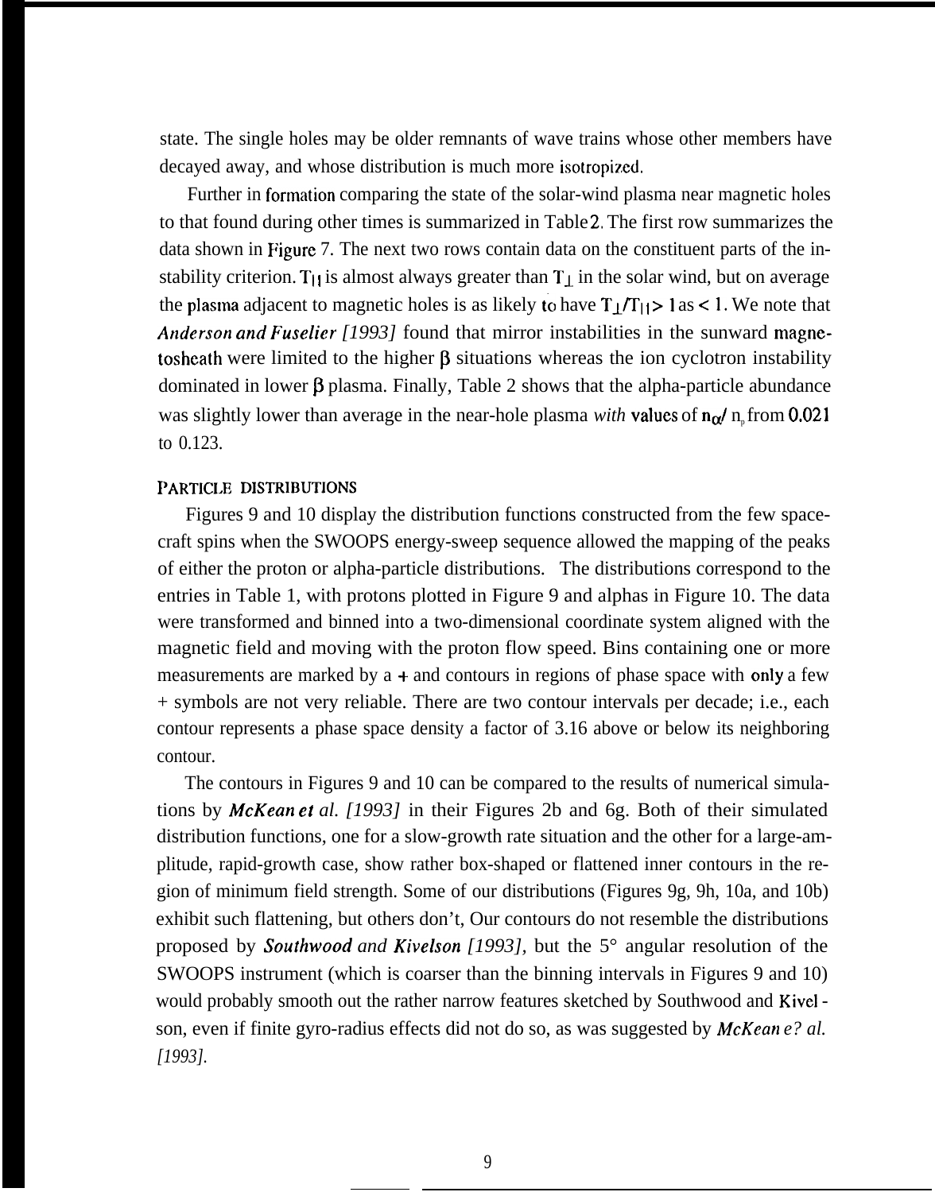state. The single holes may be older remnants of wave trains whose other members have decayed away, and whose distribution is much more isotropized.

Further in formation comparing the state of the solar-wind plasma near magnetic holes to that found during other times is summarized in Table 2. The first row summarizes the data shown in Figure 7. The next two rows contain data on the constituent parts of the instability criterion. $T_{||}$ is almost always greater than $T_{\perp}$ in the solar wind, but on average the plasma adjacent to magnetic holes is as likely to have $T_{\perp}/T_{||} > 1$ as $< 1$. We note that *Anderson and Fuselier [1993]* found that mirror instabilities in the sunward magnetosheath were limited to the higher $\beta$ situations whereas the ion cyclotron instability dominated in lower $\beta$ plasma. Finally, Table 2 shows that the alpha-particle abundance was slightly lower than average in the near-hole plasma *with* values of $n_{\alpha}/n_p$ from 0.021 to 0.123.

## PARTICLE DISTRIBUTIONS

Figures 9 and 10 display the distribution functions constructed from the few spacecraft spins when the SWOOPS energy-sweep sequence allowed the mapping of the peaks of either the proton or alpha-particle distributions. The distributions correspond to the entries in Table 1, with protons plotted in Figure 9 and alphas in Figure 10. The data were transformed and binned into a two-dimensional coordinate system aligned with the magnetic field and moving with the proton flow speed. Bins containing one or more measurements are marked by a + and contours in regions of phase space with only a few + symbols are not very reliable. There are two contour intervals per decade; i.e., each contour represents a phase space density a factor of 3.16 above or below its neighboring contour.

The contours in Figures 9 and 10 can be compared to the results of numerical simulations by *McKean et al. [1993]* in their Figures 2b and 6g. Both of their simulated distribution functions, one for a slow-growth rate situation and the other for a large-amplitude, rapid-growth case, show rather box-shaped or flattened inner contours in the region of minimum field strength. Some of our distributions (Figures 9g, 9h, 10a, and 10b) exhibit such flattening, but others don't, Our contours do not resemble the distributions proposed by *Southwood and Kivelson [1993]*, but the 5° angular resolution of the SWOOPS instrument (which is coarser than the binning intervals in Figures 9 and 10) would probably smooth out the rather narrow features sketched by Southwood and Kivelson, even if finite gyro-radius effects did not do so, as was suggested by *McKean e? al. [1993]*.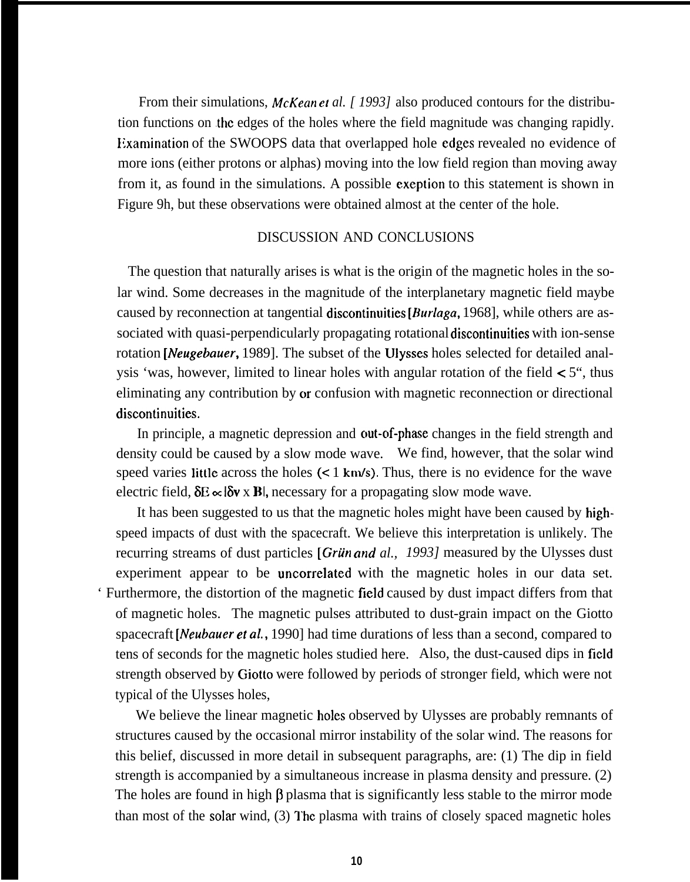From their simulations, *McKean et al. [ 1993]* also produced contours for the distribution functions on the edges of the holes where the field magnitude was changing rapidly. Examination of the SWOOPS data that overlapped hole edges revealed no evidence of more ions (either protons or alphas) moving into the low field region than moving away from it, as found in the simulations. A possible exception to this statement is shown in Figure 9h, but these observations were obtained almost at the center of the hole.

## DISCUSSION AND CONCLUSIONS

The question that naturally arises is what is the origin of the magnetic holes in the solar wind. Some decreases in the magnitude of the interplanetary magnetic field maybe caused by reconnection at tangential discontinuities [*Burlaga*, 1968], while others are associated with quasi-perpendicularly propagating rotational discontinuities with ion-sense rotation [*Neugebauer*, 1989]. The subset of the Ulysses holes selected for detailed analysis 'was, however, limited to linear holes with angular rotation of the field < 5", thus eliminating any contribution by or confusion with magnetic reconnection or directional discontinuities.

In principle, a magnetic depression and out-of-phase changes in the field strength and density could be caused by a slow mode wave. We find, however, that the solar wind speed varies little across the holes (< 1 km/s). Thus, there is no evidence for the wave electric field, $\delta E \propto |\delta \mathbf{v} \times \mathbf{B}|$, necessary for a propagating slow mode wave.

It has been suggested to us that the magnetic holes might have been caused by high-speed impacts of dust with the spacecraft. We believe this interpretation is unlikely. The recurring streams of dust particles [*Grün and al., 1993]* measured by the Ulysses dust experiment appear to be uncorrelated with the magnetic holes in our data set. Furthermore, the distortion of the magnetic field caused by dust impact differs from that of magnetic holes. The magnetic pulses attributed to dust-grain impact on the Giotto spacecraft [*Neubauer et al.*, 1990] had time durations of less than a second, compared to tens of seconds for the magnetic holes studied here. Also, the dust-caused dips in field strength observed by Giotto were followed by periods of stronger field, which were not typical of the Ulysses holes,

We believe the linear magnetic holes observed by Ulysses are probably remnants of structures caused by the occasional mirror instability of the solar wind. The reasons for this belief, discussed in more detail in subsequent paragraphs, are: (1) The dip in field strength is accompanied by a simultaneous increase in plasma density and pressure. (2) The holes are found in high $\beta$ plasma that is significantly less stable to the mirror mode than most of the solar wind, (3) The plasma with trains of closely spaced magnetic holes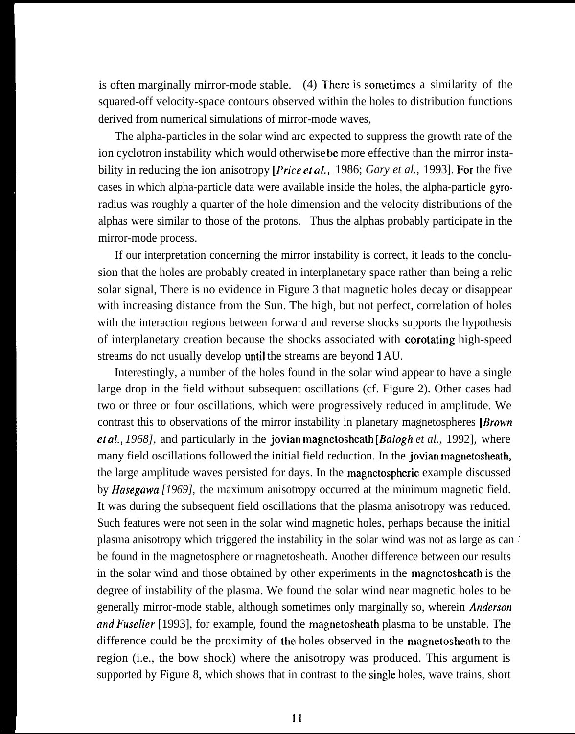is often marginally mirror-mode stable. (4) There is sometimes a similarity of the squared-off velocity-space contours observed within the holes to distribution functions derived from numerical simulations of mirror-mode waves,

The alpha-particles in the solar wind arc expected to suppress the growth rate of the ion cyclotron instability which would otherwise be more effective than the mirror instability in reducing the ion anisotropy [*Price et al.,* 1986; *Gary et al.,* 1993]. For the five cases in which alpha-particle data were available inside the holes, the alpha-particle gyroradius was roughly a quarter of the hole dimension and the velocity distributions of the alphas were similar to those of the protons. Thus the alphas probably participate in the mirror-mode process.

If our interpretation concerning the mirror instability is correct, it leads to the conclusion that the holes are probably created in interplanetary space rather than being a relic solar signal, There is no evidence in Figure 3 that magnetic holes decay or disappear with increasing distance from the Sun. The high, but not perfect, correlation of holes with the interaction regions between forward and reverse shocks supports the hypothesis of interplanetary creation because the shocks associated with corotating high-speed streams do not usually develop until the streams are beyond 1 AU.

Interestingly, a number of the holes found in the solar wind appear to have a single large drop in the field without subsequent oscillations (cf. Figure 2). Other cases had two or three or four oscillations, which were progressively reduced in amplitude. We contrast this to observations of the mirror instability in planetary magnetospheres [*Brown et al., 1968],* and particularly in the jovian magnetosheath [*Balogh et al.,* 1992], where many field oscillations followed the initial field reduction. In the jovian magnetosheath, the large amplitude waves persisted for days. In the magnetospheric example discussed by *Hasegawa [1969],* the maximum anisotropy occurred at the minimum magnetic field. It was during the subsequent field oscillations that the plasma anisotropy was reduced. Such features were not seen in the solar wind magnetic holes, perhaps because the initial plasma anisotropy which triggered the instability in the solar wind was not as large as can be found in the magnetosphere or magnetosheath. Another difference between our results in the solar wind and those obtained by other experiments in the magnetosheath is the degree of instability of the plasma. We found the solar wind near magnetic holes to be generally mirror-mode stable, although sometimes only marginally so, wherein *Anderson and Fuselier* [1993], for example, found the magnetosheath plasma to be unstable. The difference could be the proximity of the holes observed in the magnetosheath to the region (i.e., the bow shock) where the anisotropy was produced. This argument is supported by Figure 8, which shows that in contrast to the single holes, wave trains, short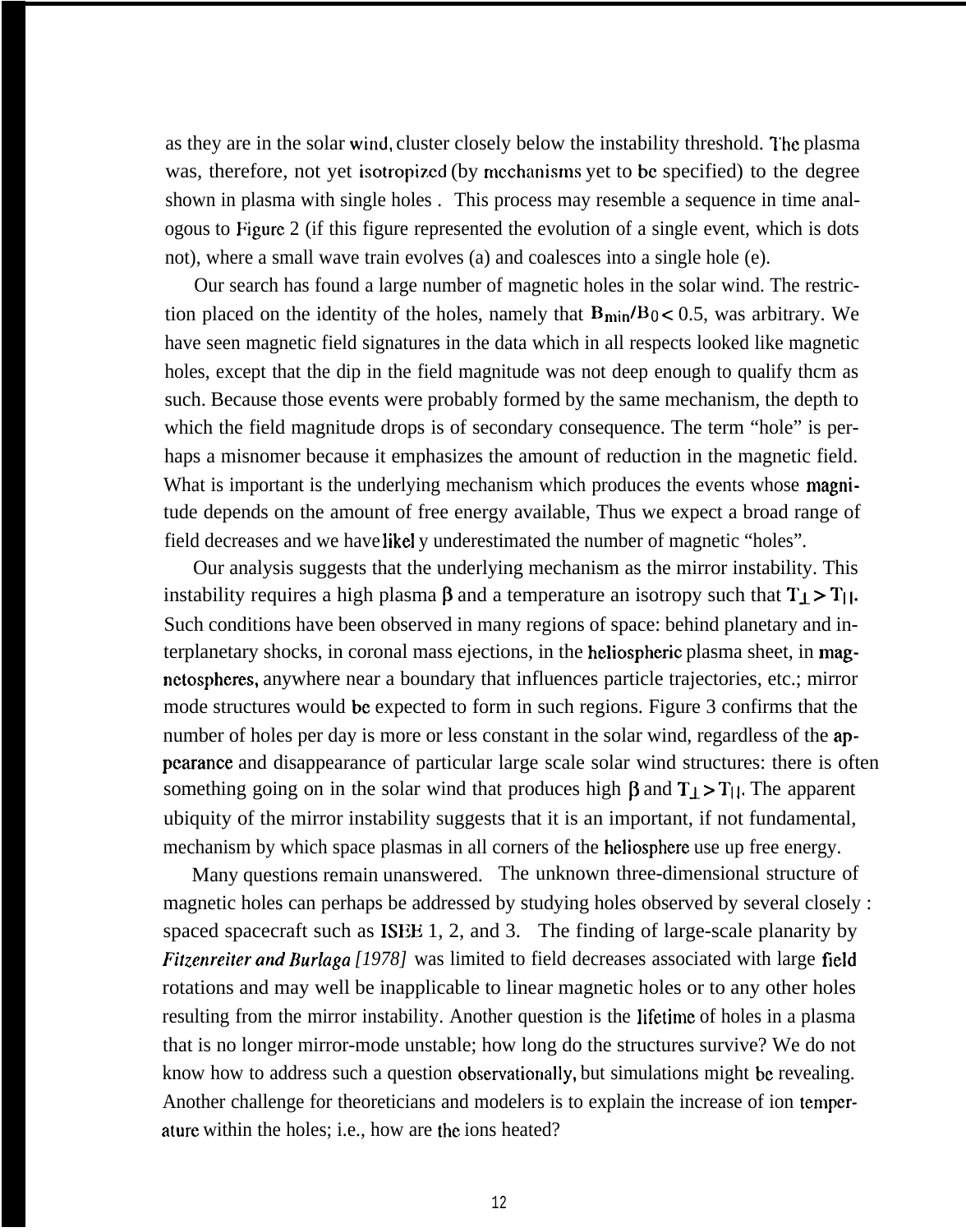as they are in the solar wind, cluster closely below the instability threshold. The plasma was, therefore, not yet isotropized (by mechanisms yet to be specified) to the degree shown in plasma with single holes . This process may resemble a sequence in time analogous to Figure 2 (if this figure represented the evolution of a single event, which is dots not), where a small wave train evolves (a) and coalesces into a single hole (e).

Our search has found a large number of magnetic holes in the solar wind. The restriction placed on the identity of the holes, namely that $B_{min}/B_0 < 0.5$, was arbitrary. We have seen magnetic field signatures in the data which in all respects looked like magnetic holes, except that the dip in the field magnitude was not deep enough to qualify thcm as such. Because those events were probably formed by the same mechanism, the depth to which the field magnitude drops is of secondary consequence. The term "hole" is perhaps a misnomer because it emphasizes the amount of reduction in the magnetic field. What is important is the underlying mechanism which produces the events whose magnitude depends on the amount of free energy available, Thus we expect a broad range of field decreases and we have likel y underestimated the number of magnetic "holes".

Our analysis suggests that the underlying mechanism as the mirror instability. This instability requires a high plasma $\beta$ and a temperature an isotropy such that $T_{\perp} > T_{||}$. Such conditions have been observed in many regions of space: behind planetary and interplanetary shocks, in coronal mass ejections, in the heliospheric plasma sheet, in magnetospheres, anywhere near a boundary that influences particle trajectories, etc.; mirror mode structures would be expected to form in such regions. Figure 3 confirms that the number of holes per day is more or less constant in the solar wind, regardless of the appearance and disappearance of particular large scale solar wind structures: there is often something going on in the solar wind that produces high $\beta$ and $T_{\perp} > T_{||}$. The apparent ubiquity of the mirror instability suggests that it is an important, if not fundamental, mechanism by which space plasmas in all corners of the heliosphere use up free energy.

Many questions remain unanswered. The unknown three-dimensional structure of magnetic holes can perhaps be addressed by studying holes observed by several closely : spaced spacecraft such as ISEE 1, 2, and 3. The finding of large-scale planarity by *Fitzenreiter and Burlaga [1978]* was limited to field decreases associated with large field rotations and may well be inapplicable to linear magnetic holes or to any other holes resulting from the mirror instability. Another question is the lifetime of holes in a plasma that is no longer mirror-mode unstable; how long do the structures survive? We do not know how to address such a question observationally, but simulations might be revealing. Another challenge for theoreticians and modelers is to explain the increase of ion temperature within the holes; i.e., how are the ions heated?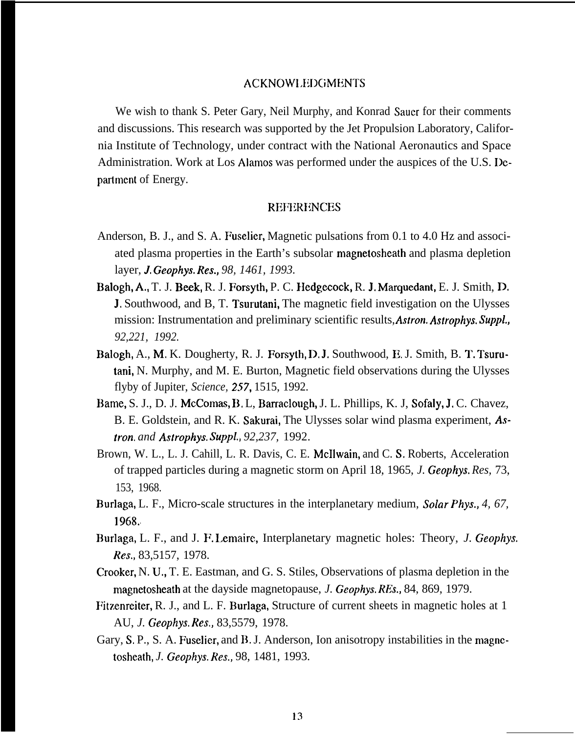## ACKNOWLEDGMENTS

We wish to thank S. Peter Gary, Neil Murphy, and Konrad Sauer for their comments and discussions. This research was supported by the Jet Propulsion Laboratory, California Institute of Technology, under contract with the National Aeronautics and Space Administration. Work at Los Alamos was performed under the auspices of the U.S. Department of Energy.

## REFERENCES

Anderson, B. J., and S. A. Fuselier, Magnetic pulsations from 0.1 to 4.0 Hz and associated plasma properties in the Earth's subsolar magnetosheath and plasma depletion layer, *J. Geophys. Res., 98, 1461, 1993.*

Balogh, A., T. J. Beek, R. J. Forsyth, P. C. Hedgecock, R. J. Marquedant, E. J. Smith, D. J. Southwood, and B, T. Tsurutani, The magnetic field investigation on the Ulysses mission: Instrumentation and preliminary scientific results, *Astron. Astrophys. Suppl., 92,221, 1992.*

Balogh, A., M. K. Dougherty, R. J. Forsyth, D. J. Southwood, E. J. Smith, B. T. Tsurutani, N. Murphy, and M. E. Burton, Magnetic field observations during the Ulysses flyby of Jupiter, *Science, 257*, 1515, 1992.

Bame, S. J., D. J. McComas, B. L, Barraclough, J. L. Phillips, K. J, Sofaly, J. C. Chavez, B. E. Goldstein, and R. K. Sakurai, The Ulysses solar wind plasma experiment, *Astron. and Astrophys. Suppl., 92,237,* 1992.

Brown, W. L., L. J. Cahill, L. R. Davis, C. E. McIlwain, and C. S. Roberts, Acceleration of trapped particles during a magnetic storm on April 18, 1965, *J. Geophys. Res,* 73, 153, 1968.

Burlaga, L. F., Micro-scale structures in the interplanetary medium, *Solar Phys., 4, 67,* 1968.

Burlaga, L. F., and J. F. Lemaire, Interplanetary magnetic holes: Theory, *J. Geophys. Res.,* 83,5157, 1978.

Crooker, N. U., T. E. Eastman, and G. S. Stiles, Observations of plasma depletion in the magnetosheath at the dayside magnetopause, *J. Geophys. REs.,* 84, 869, 1979.

Fitzenreiter, R. J., and L. F. Burlaga, Structure of current sheets in magnetic holes at 1 AU, *J. Geophys. Res.,* 83,5579, 1978.

Gary, S. P., S. A. Fuselier, and B. J. Anderson, Ion anisotropy instabilities in the magnetosheath, *J. Geophys. Res.,* 98, 1481, 1993.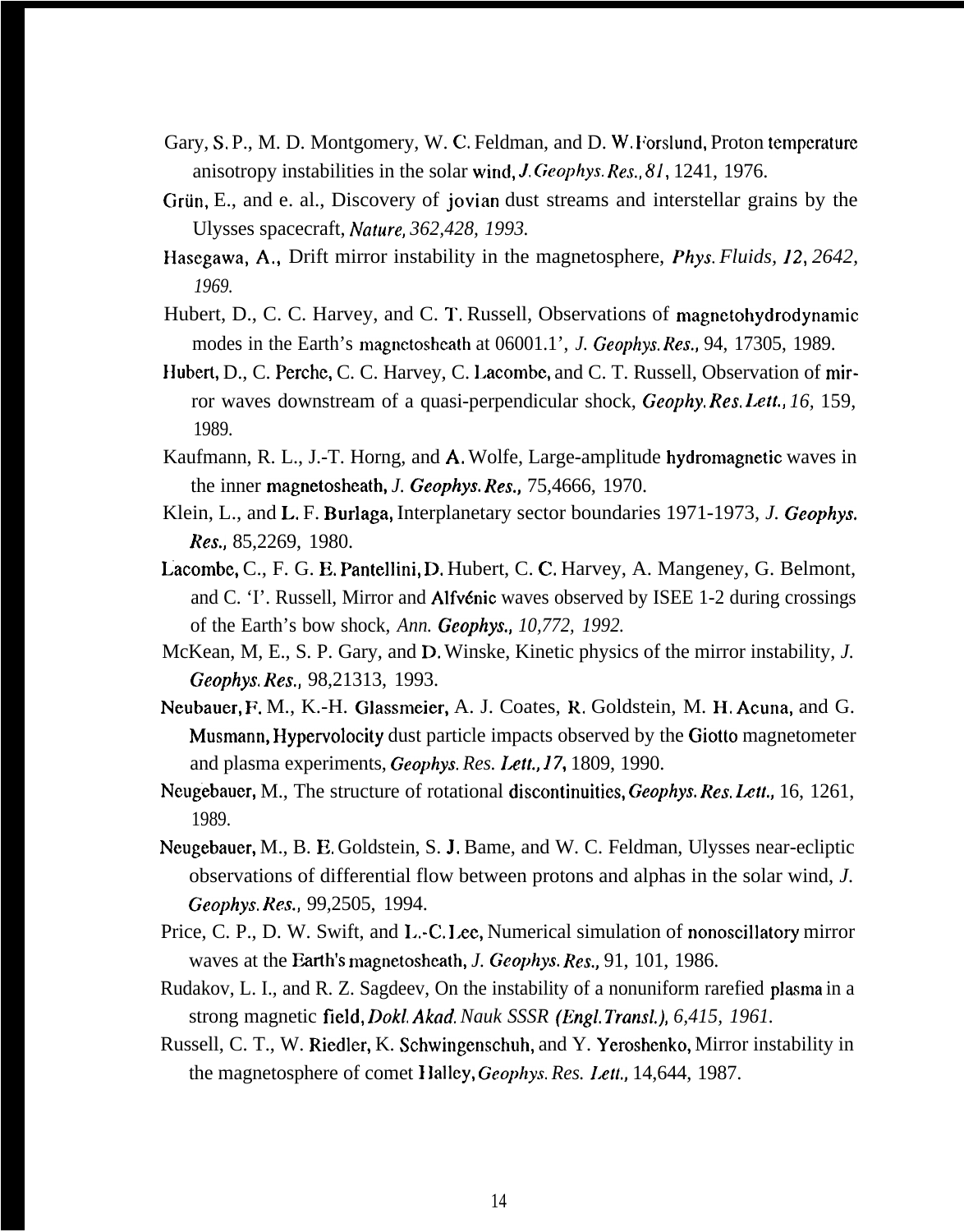Gary, S. P., M. D. Montgomery, W. C. Feldman, and D. W. Forslund, Proton temperature anisotropy instabilities in the solar wind, *J. Geophys. Res., 81*, 1241, 1976.

Grün, E., and e. al., Discovery of jovian dust streams and interstellar grains by the Ulysses spacecraft, *Nature, 362,428, 1993.*

Hasegawa, A., Drift mirror instability in the magnetosphere, *Phys. Fluids, 12, 2642, 1969.*

Hubert, D., C. C. Harvey, and C. T. Russell, Observations of magnetohydrodynamic modes in the Earth's magnetosheath at 06001.1', *J. Geophys. Res.,* 94, 17305, 1989.

Hubert, D., C. Perche, C. C. Harvey, C. Lacombe, and C. T. Russell, Observation of mirror waves downstream of a quasi-perpendicular shock, *Geophy. Res. Lett., 16*, 159, 1989.

Kaufmann, R. L., J.-T. Horng, and A. Wolfe, Large-amplitude hydromagnetic waves in the inner magnetosheath, *J. Geophys. Res.,* 75,4666, 1970.

Klein, L., and L. F. Burlaga, Interplanetary sector boundaries 1971-1973, *J. Geophys. Res.,* 85,2269, 1980.

Lacombe, C., F. G. E. Pantellini, D. Hubert, C. C. Harvey, A. Mangeney, G. Belmont, and C. 'I'. Russell, Mirror and Alfvénic waves observed by ISEE 1-2 during crossings of the Earth's bow shock, *Ann. Geophys., 10,772, 1992.*

McKean, M, E., S. P. Gary, and D. Winske, Kinetic physics of the mirror instability, *J. Geophys. Res.,* 98,21313, 1993.

Neubauer, F. M., K.-H. Glassmeier, A. J. Coates, R. Goldstein, M. H. Acuna, and G. Musmann, Hypervolocity dust particle impacts observed by the Giotto magnetometer and plasma experiments, *Geophys. Res. Lett., 17*, 1809, 1990.

Neugebauer, M., The structure of rotational discontinuities, *Geophys. Res. Lett.,* 16, 1261, 1989.

Neugebauer, M., B. E. Goldstein, S. J. Bame, and W. C. Feldman, Ulysses near-ecliptic observations of differential flow between protons and alphas in the solar wind, *J. Geophys. Res.,* 99,2505, 1994.

Price, C. P., D. W. Swift, and L.-C. Lee, Numerical simulation of nonoscillatory mirror waves at the Earth's magnetosheath, *J. Geophys. Res.,* 91, 101, 1986.

Rudakov, L. I., and R. Z. Sagdeev, On the instability of a nonuniform rarefied plasma in a strong magnetic field, *Dokl. Akad. Nauk SSSR (Engl. Transl.), 6,415, 1961.*

Russell, C. T., W. Riedler, K. Schwingenschuh, and Y. Yeroshenko, Mirror instability in the magnetosphere of comet Halley, *Geophys. Res. Lett.,* 14,644, 1987.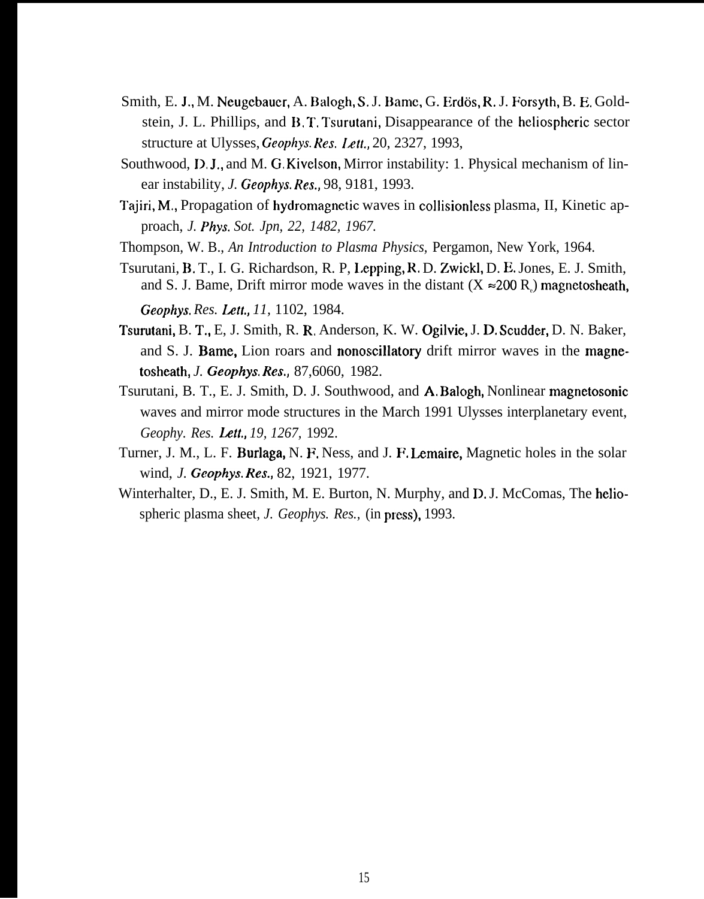Smith, E. J., M. Neugebauer, A. Balogh, S. J. Bame, G. Erdös, R. J. Forsyth, B. E. Goldstein, J. L. Phillips, and B. T. Tsurutani, Disappearance of the heliospheric sector structure at Ulysses, *Geophys. Res. Lett.*, 20, 2327, 1993,

Southwood, D. J., and M. G. Kivelson, Mirror instability: 1. Physical mechanism of linear instability, *J. Geophys. Res.*, 98, 9181, 1993.

Tajiri, M., Propagation of hydromagnetic waves in collisionless plasma, II, Kinetic approach, *J. Phys. Sot. Jpn, 22, 1482, 1967.*

Thompson, W. B., *An Introduction to Plasma Physics,* Pergamon, New York, 1964.

Tsurutani, B. T., I. G. Richardson, R. P, Lepping, R. D. Zwickl, D. E. Jones, E. J. Smith, and S. J. Bame, Drift mirror mode waves in the distant (X ≈200 $R_e$) magnetosheath, *Geophys. Res. Lett., 11,* 1102, 1984.

Tsurutani, B. T., E, J. Smith, R. R. Anderson, K. W. Ogilvie, J. D. Scudder, D. N. Baker, and S. J. Bame, Lion roars and nonoscillatory drift mirror waves in the magnetosheath, *J. Geophys. Res.,* 87,6060, 1982.

Tsurutani, B. T., E. J. Smith, D. J. Southwood, and A. Balogh, Nonlinear magnetosonic waves and mirror mode structures in the March 1991 Ulysses interplanetary event, *Geophy. Res. Lett., 19, 1267,* 1992.

Turner, J. M., L. F. Burlaga, N. F. Ness, and J. F. Lemaire, Magnetic holes in the solar wind, *J. Geophys. Res.,* 82, 1921, 1977.

Winterhalter, D., E. J. Smith, M. E. Burton, N. Murphy, and D. J. McComas, The heliospheric plasma sheet, *J. Geophys. Res.,* (in press), 1993.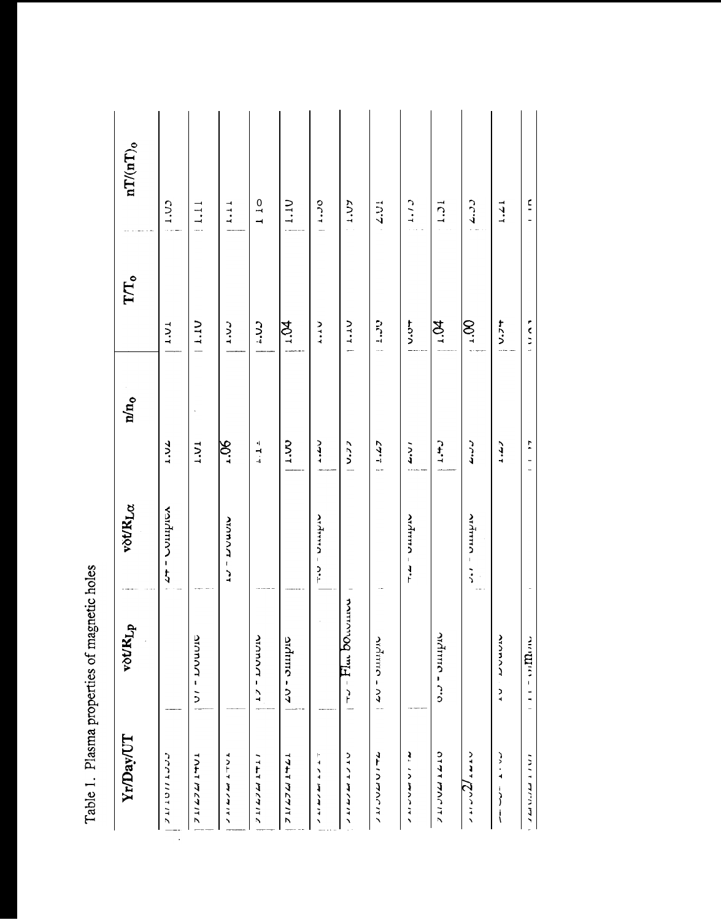Table 1. Plasma properties of magnetic holes

| Yr/Day/UT | vδt/$R_{Lp}$ | vδt/$R_{L\alpha}$ | $n/n_o$ | $T/T_o$ | $nT/(nT)_o$ |
|---|---|---|---|---|---|
| |  | 24 - Complex | 1.02 | 1.01 | 1.03 |
| | 67 - Double |  | 1.01 | 1.10 | 1.11 |
| |  | 15 - Double | 1.06 | 1.05 | 1.11 |
| | 15 - Double |  | 1.1 | 1.05 | 1.10 |
| | 20 - Simple |  | 1.06 | 1.04 | 1.10 |
| |  | 4.6 - Simple | 1.20 | 1.10 | 1.30 |
| | 45 - Flat bottomed |  | 0.99 | 1.10 | 1.09 |
| | 20 - Simple |  | 1.45 | 1.39 | 2.01 |
| |  | 4.2 - Simple | 2.07 | 0.84 | 1.75 |
| | 6.5 - Simple |  | 1.25 | 1.04 | 1.31 |
| |  | 3.7 - Simple | 2.33 | 1.00 | 2.33 |
| | 10 - Double |  | 1.27 | 0.94 | 1.21 |
| | 11 - Simple |  | 1.1 | 1.01 | 1.1 |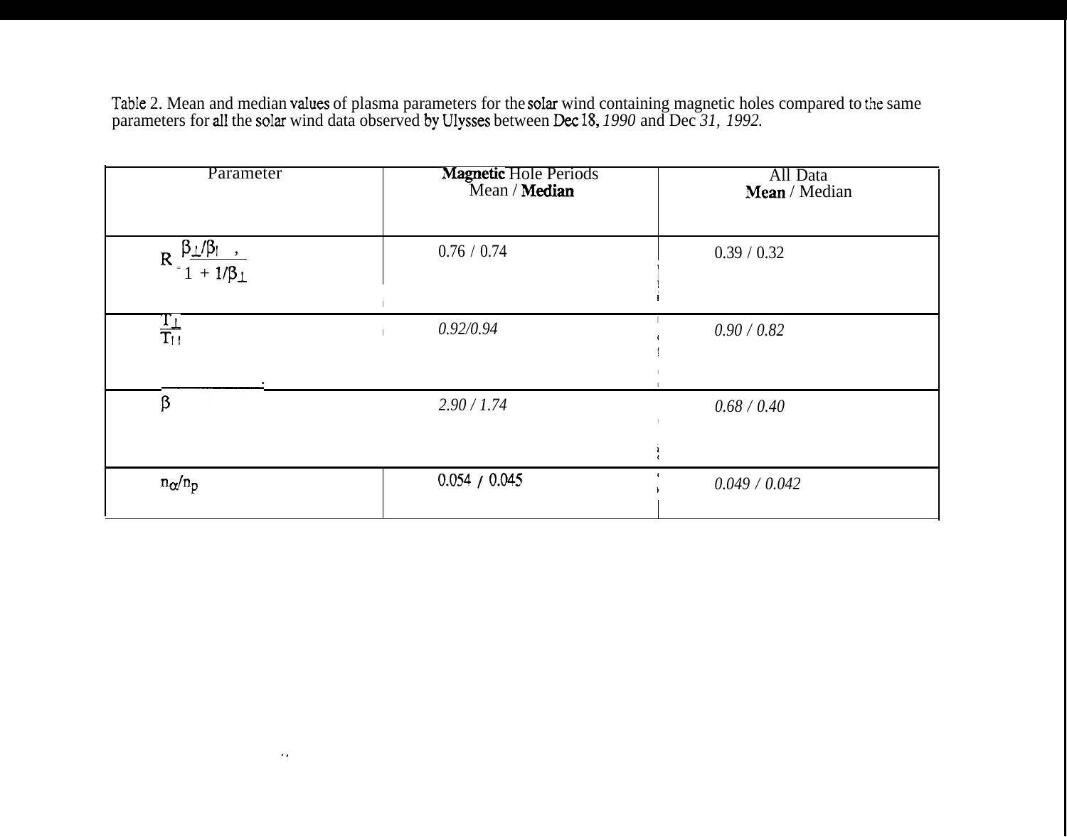Table 2. Mean and median values of plasma parameters for the solar wind containing magnetic holes compared to the same parameters for all the solar wind data observed by Ulysses between Dec 18, *1990* and Dec *31, 1992.*

| Parameter | Magnetic Hole Periods Mean / Median | All Data Mean / Median |
|---|---|---|
| $R = \frac{\beta_\perp/\beta_\parallel}{1 + 1/\beta_\perp}$ | 0.76 / 0.74 | 0.39 / 0.32 |
| $\frac{T_\perp}{T_\parallel}$ | *0.92/0.94* | *0.90 / 0.82* |
| $\beta$ | *2.90 / 1.74* | *0.68 / 0.40* |
| $n_\alpha/n_p$ | 0.054 / 0.045 | *0.049 / 0.042* |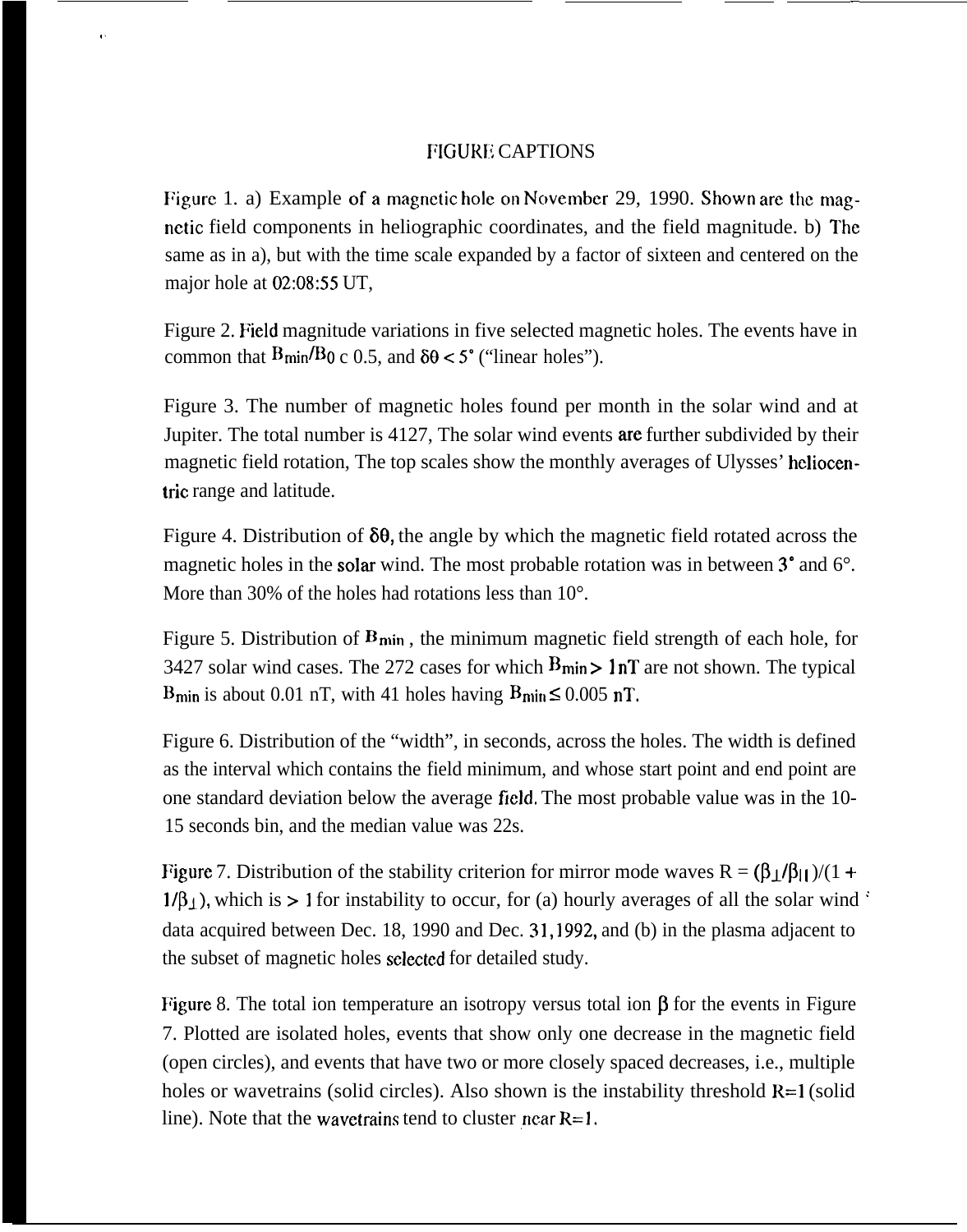# FIGURE CAPTIONS

Figure 1. a) Example of a magnetic hole on November 29, 1990. Shown are the magnetic field components in heliographic coordinates, and the field magnitude. b) The same as in a), but with the time scale expanded by a factor of sixteen and centered on the major hole at 02:08:55 UT,

Figure 2. Field magnitude variations in five selected magnetic holes. The events have in common that $B_{min}/B_0 < 0.5$, and $\delta\theta < 5°$ ("linear holes").

Figure 3. The number of magnetic holes found per month in the solar wind and at Jupiter. The total number is 4127, The solar wind events are further subdivided by their magnetic field rotation, The top scales show the monthly averages of Ulysses' heliocentric range and latitude.

Figure 4. Distribution of $\delta\theta$, the angle by which the magnetic field rotated across the magnetic holes in the solar wind. The most probable rotation was in between 3° and 6°. More than 30% of the holes had rotations less than 10°.

Figure 5. Distribution of $B_{min}$, the minimum magnetic field strength of each hole, for 3427 solar wind cases. The 272 cases for which $B_{min} > 1$ nT are not shown. The typical $B_{min}$ is about 0.01 nT, with 41 holes having $B_{min} \leq 0.005$ nT.

Figure 6. Distribution of the "width", in seconds, across the holes. The width is defined as the interval which contains the field minimum, and whose start point and end point are one standard deviation below the average field. The most probable value was in the 10-15 seconds bin, and the median value was 22s.

Figure 7. Distribution of the stability criterion for mirror mode waves $R = (\beta_\perp/\beta_\parallel)/(1 + 1/\beta_\perp)$, which is $> 1$ for instability to occur, for (a) hourly averages of all the solar wind data acquired between Dec. 18, 1990 and Dec. 31, 1992, and (b) in the plasma adjacent to the subset of magnetic holes selected for detailed study.

Figure 8. The total ion temperature an isotropy versus total ion $\beta$ for the events in Figure 7. Plotted are isolated holes, events that show only one decrease in the magnetic field (open circles), and events that have two or more closely spaced decreases, i.e., multiple holes or wavetrains (solid circles). Also shown is the instability threshold $R=1$ (solid line). Note that the wavetrains tend to cluster near $R=1$.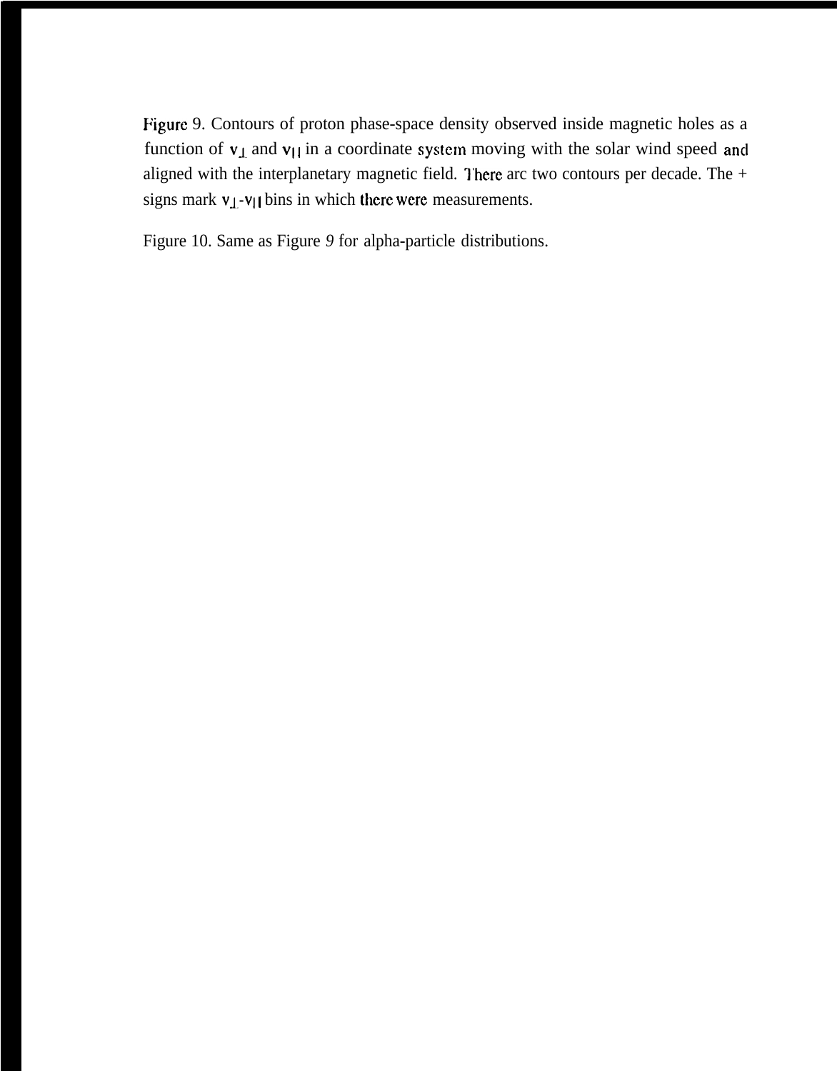Figure 9. Contours of proton phase-space density observed inside magnetic holes as a function of $v_\perp$ and $v_{||}$ in a coordinate system moving with the solar wind speed and aligned with the interplanetary magnetic field. There arc two contours per decade. The + signs mark $v_\perp$-$v_{||}$ bins in which there were measurements.

Figure 10. Same as Figure 9 for alpha-particle distributions.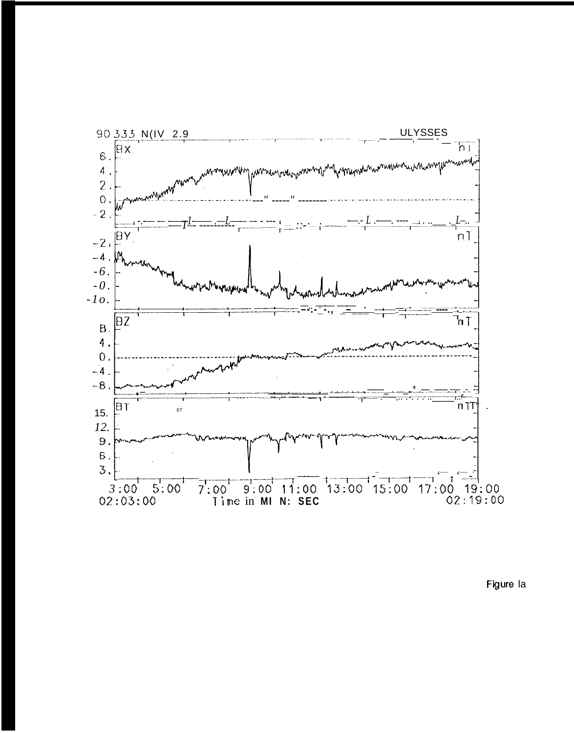Figure la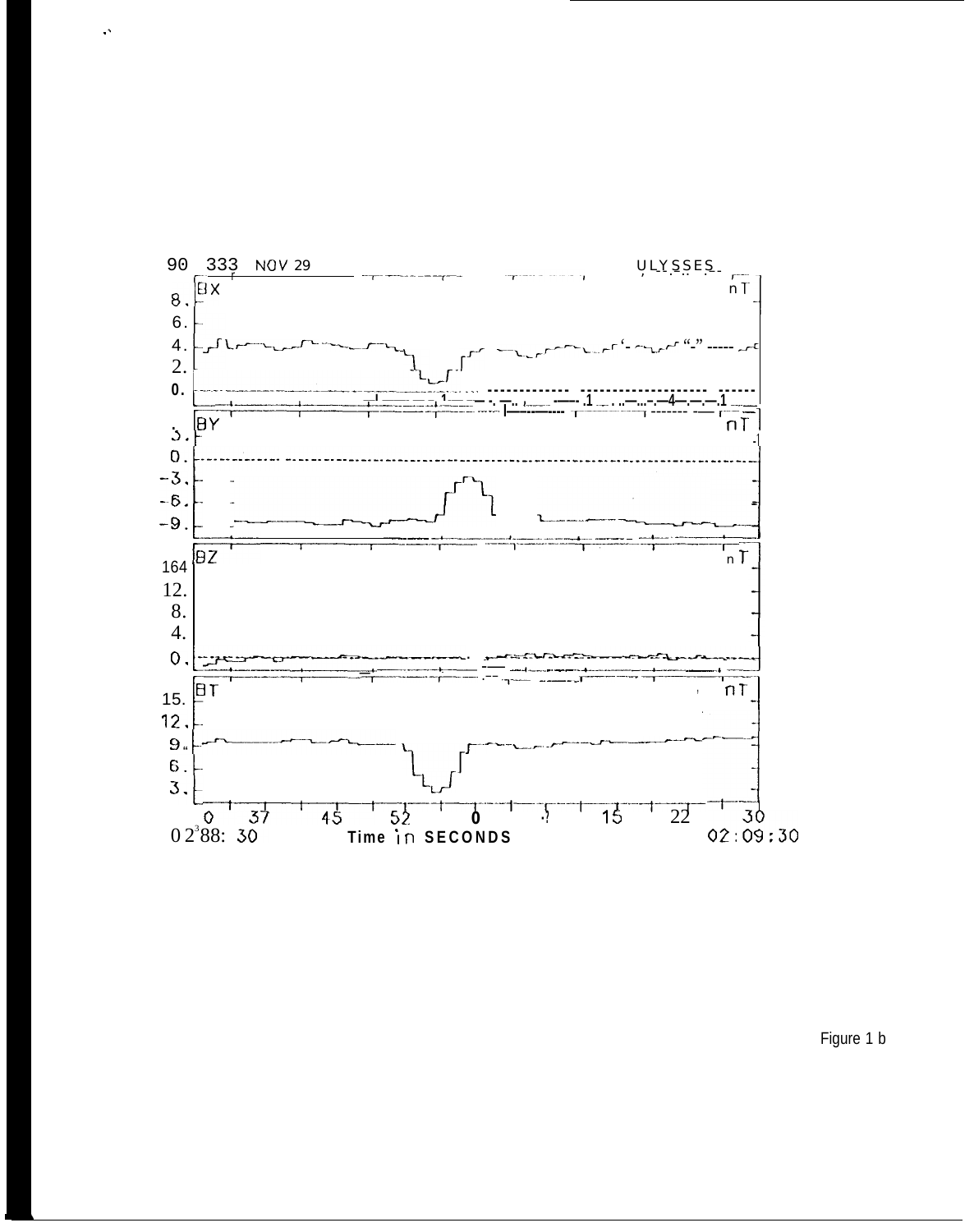Figure 1 b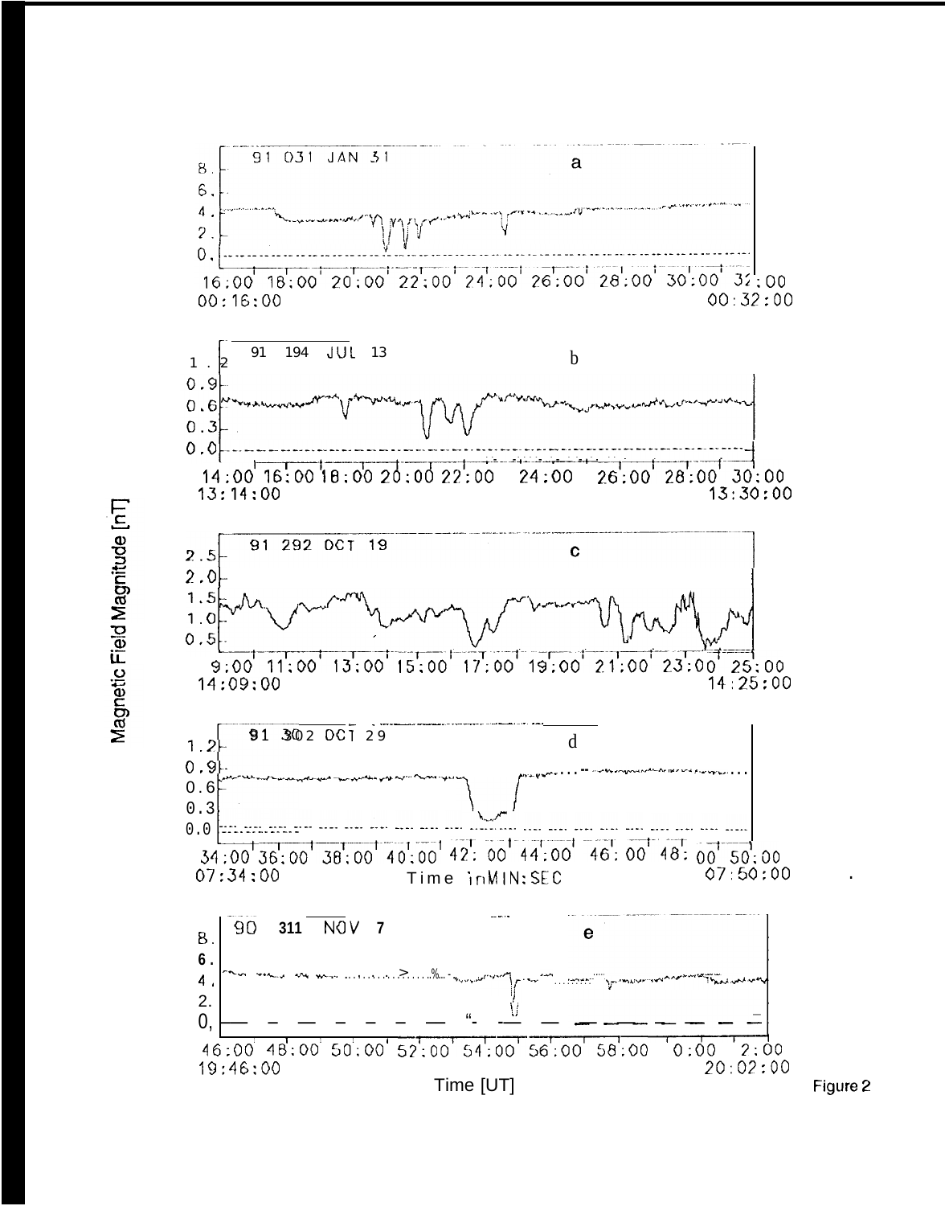Figure 2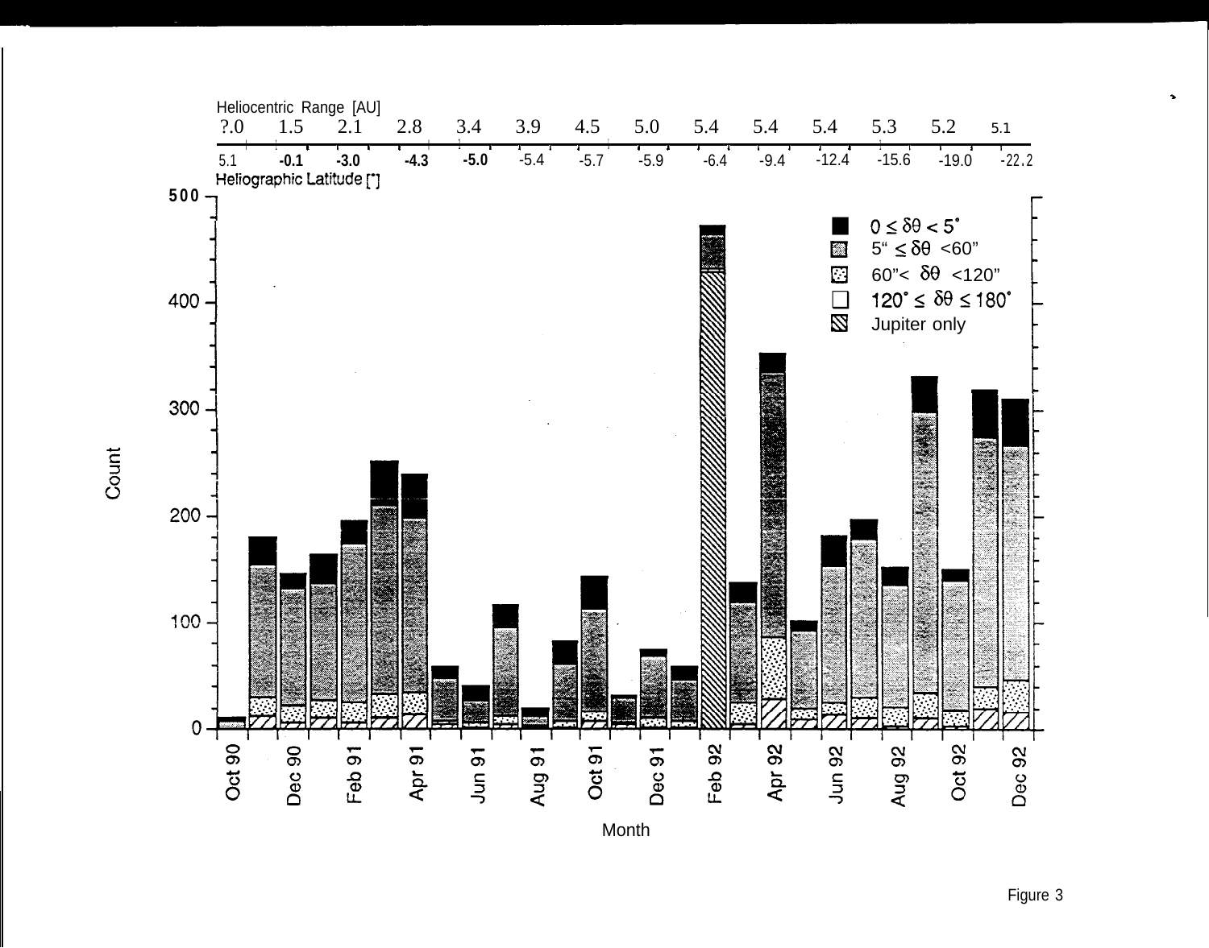Figure 3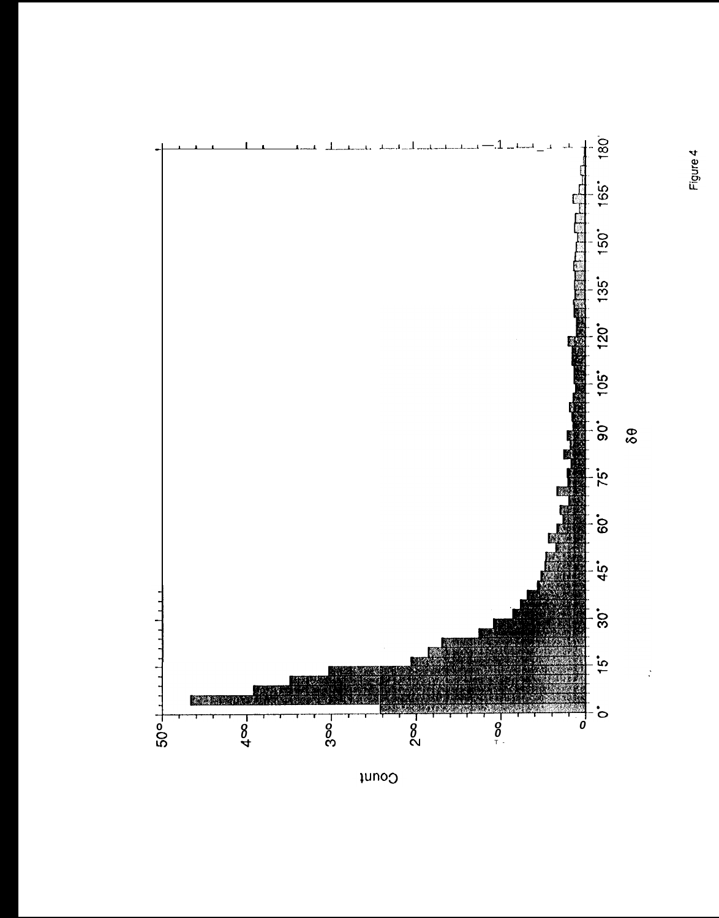Figure 4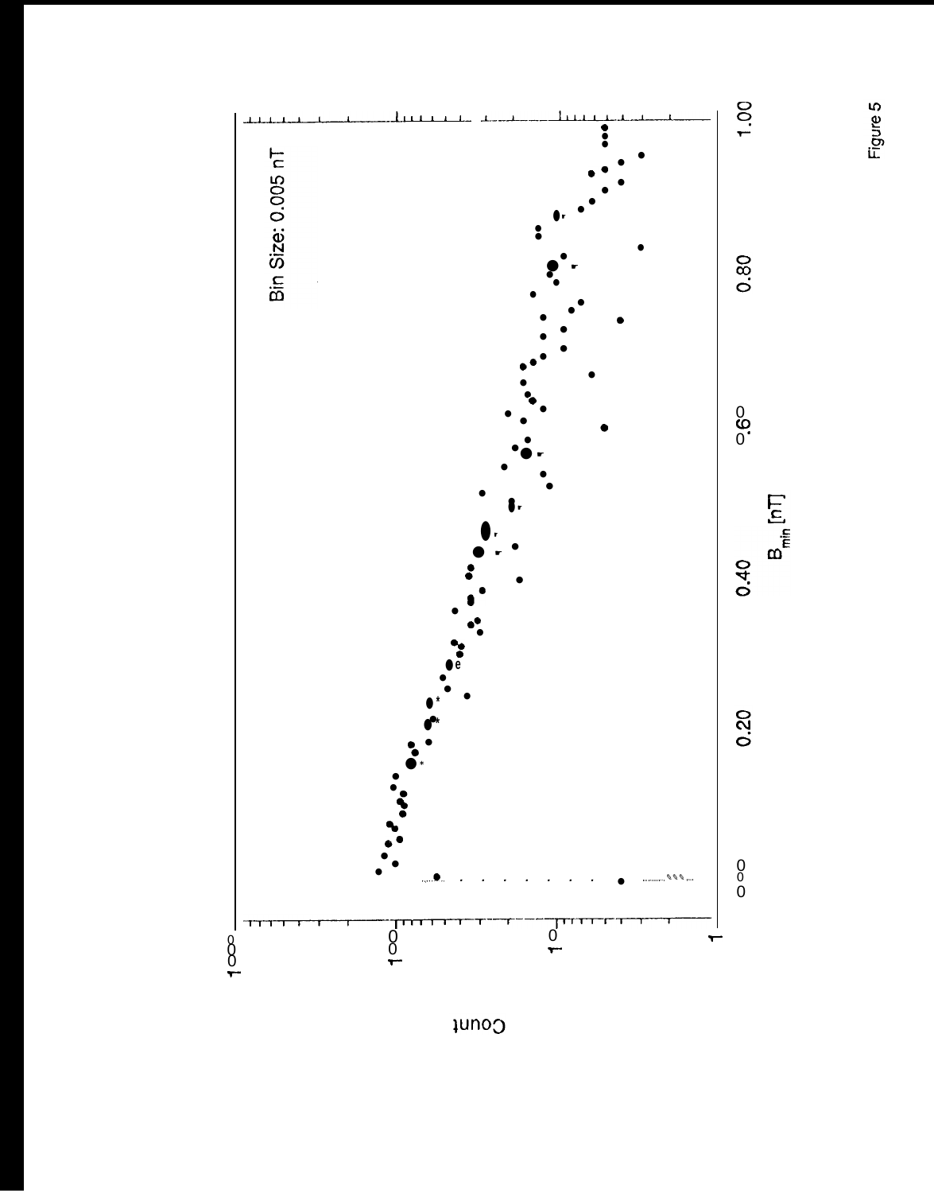Bin Size: 0.005 nT

Count

$B_{min}$ [nT]

Figure 5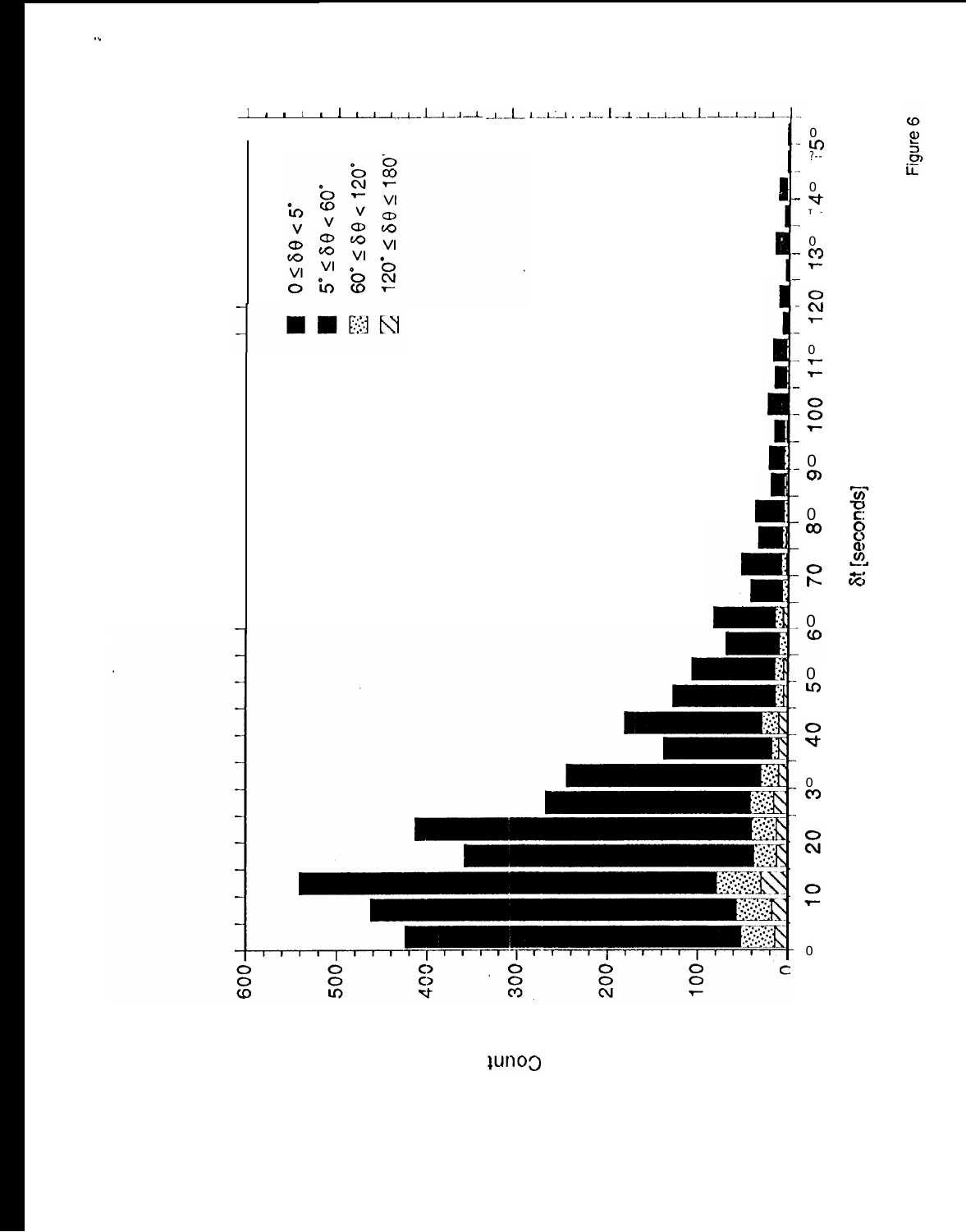Figure 6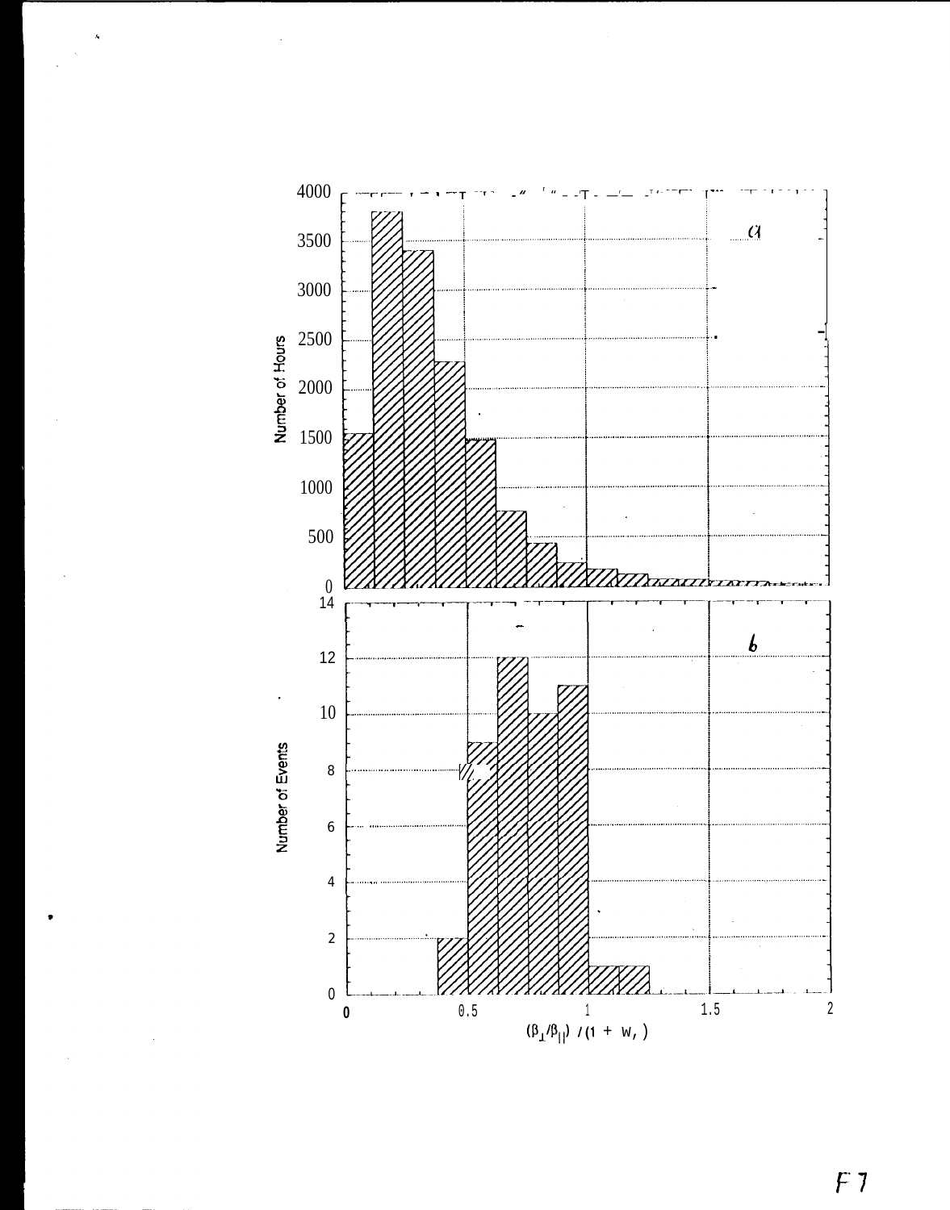Number of Hours

4000
3500
3000
2500
2000
1500
1000
500
0

*a*

Number of Events

14
12
10
8
6
4
2
0

*b*

0    0.5    1    1.5    2

$(\beta_\perp/\beta_{||}) / (1 + W_r)$

F 7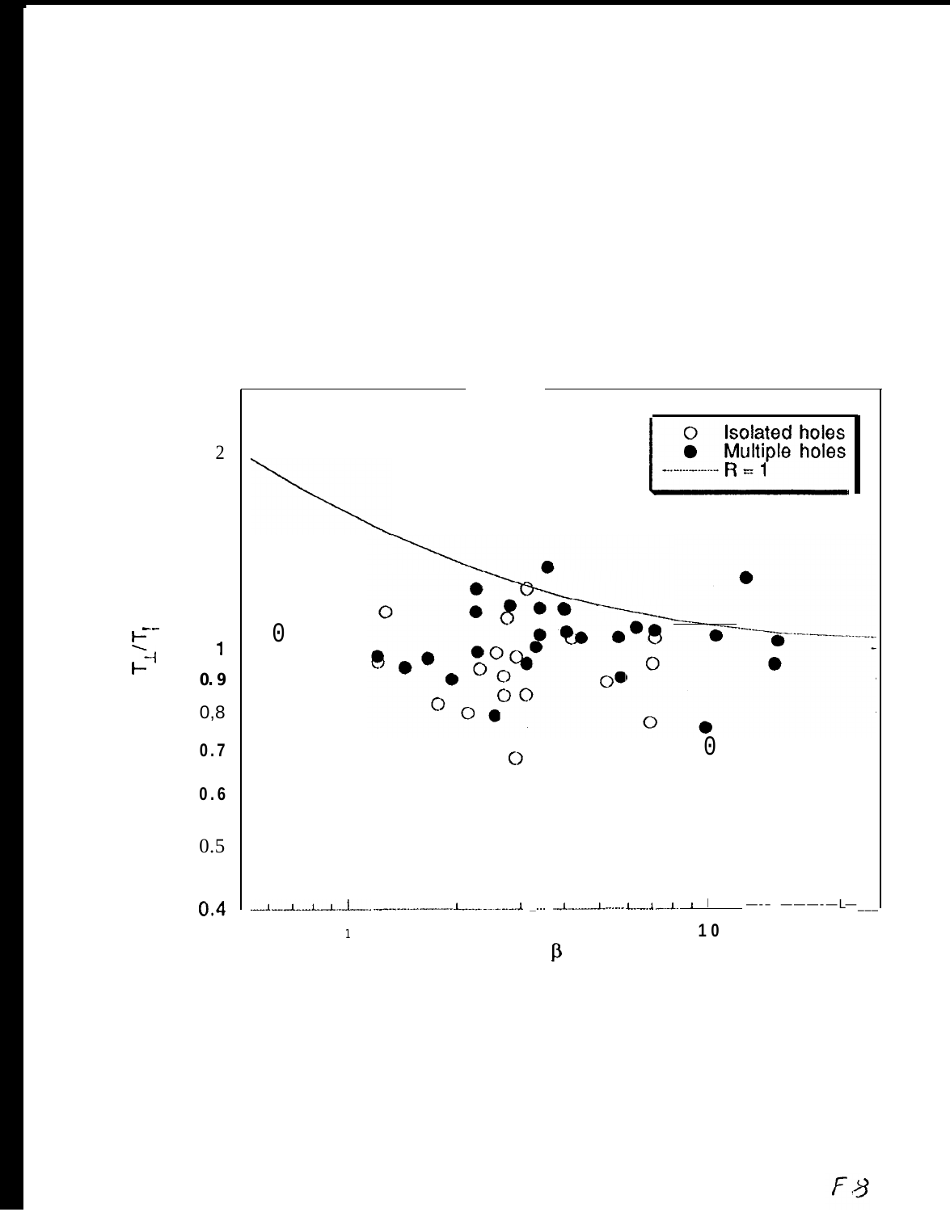Isolated holes

Multiple holes

R = 1

$T_\perp / T_\parallel$

$\beta$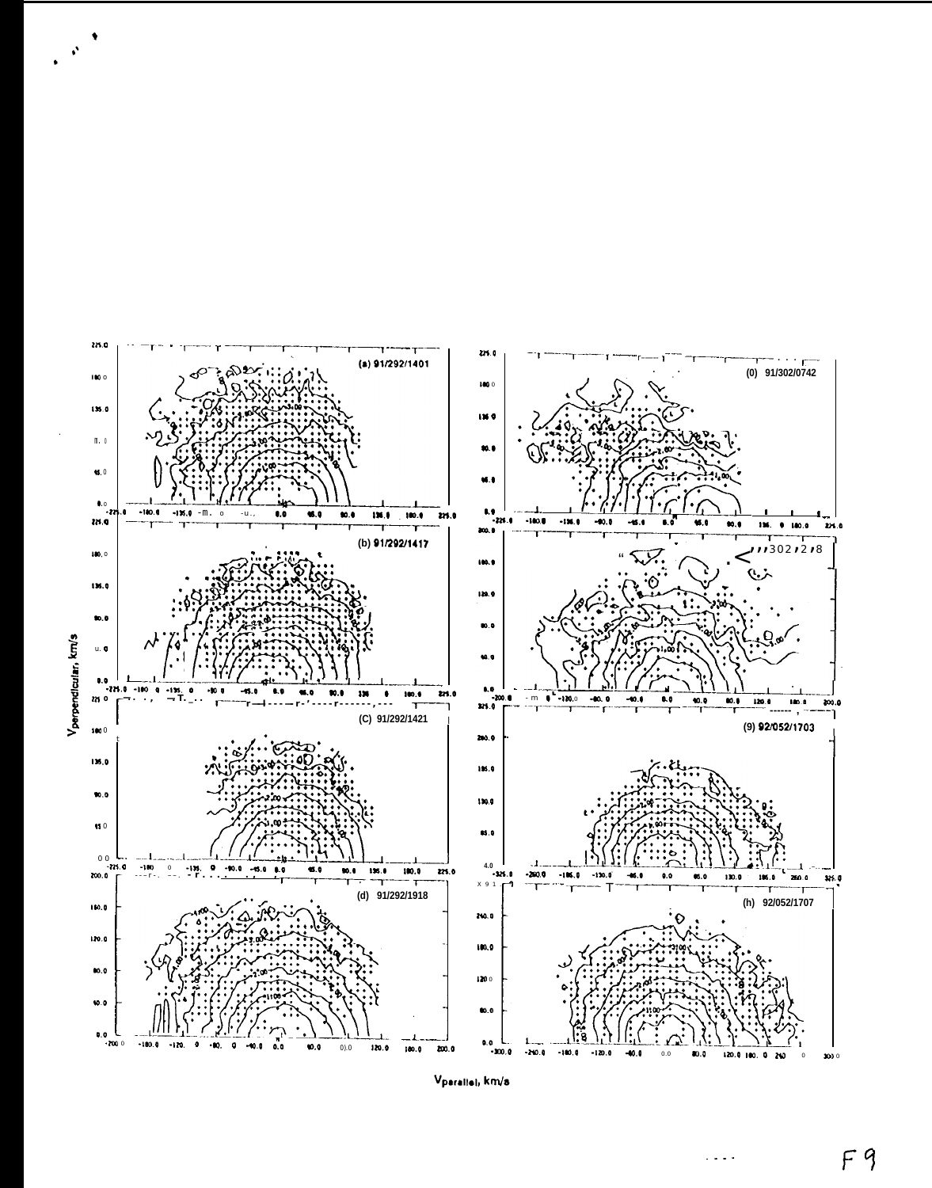(a) 91/292/1401

(b) 91/292/1417

(C) 91/292/1421

(d) 91/292/1918

(0) 91/302/0742

302/2/8

(9) 92/052/1703

(h) 92/052/1707

Vperpendicular, km/s

Vparallel, km/s

F9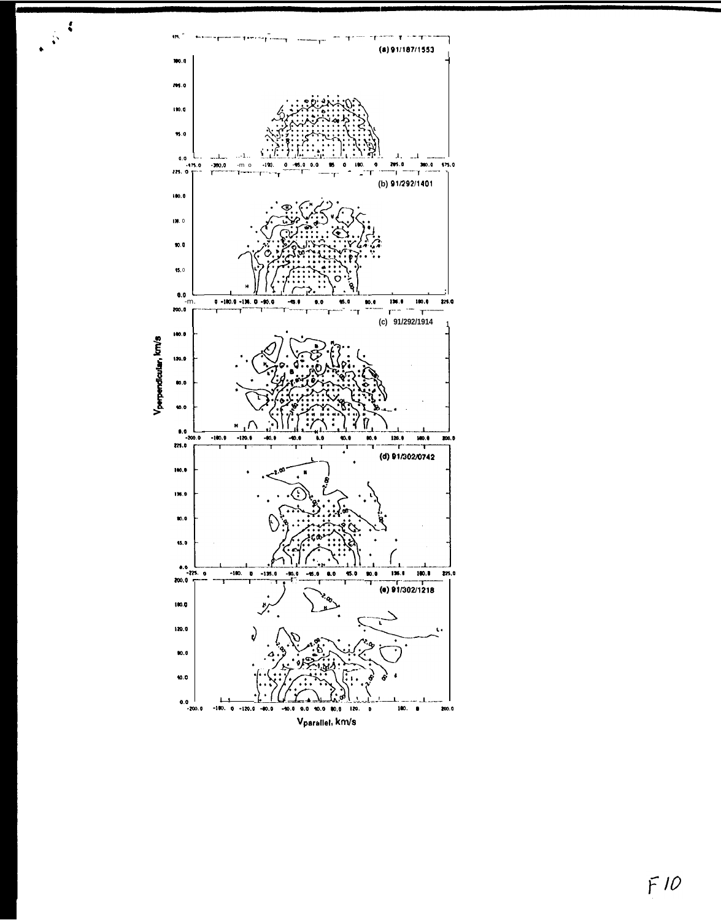(a) 91/187/1553

(b) 91/292/1401

(c) 91/292/1914

(d) 91/302/0742

(e) 91/302/1218

Vperpendicular, km/s

Vparallel, km/s

F10